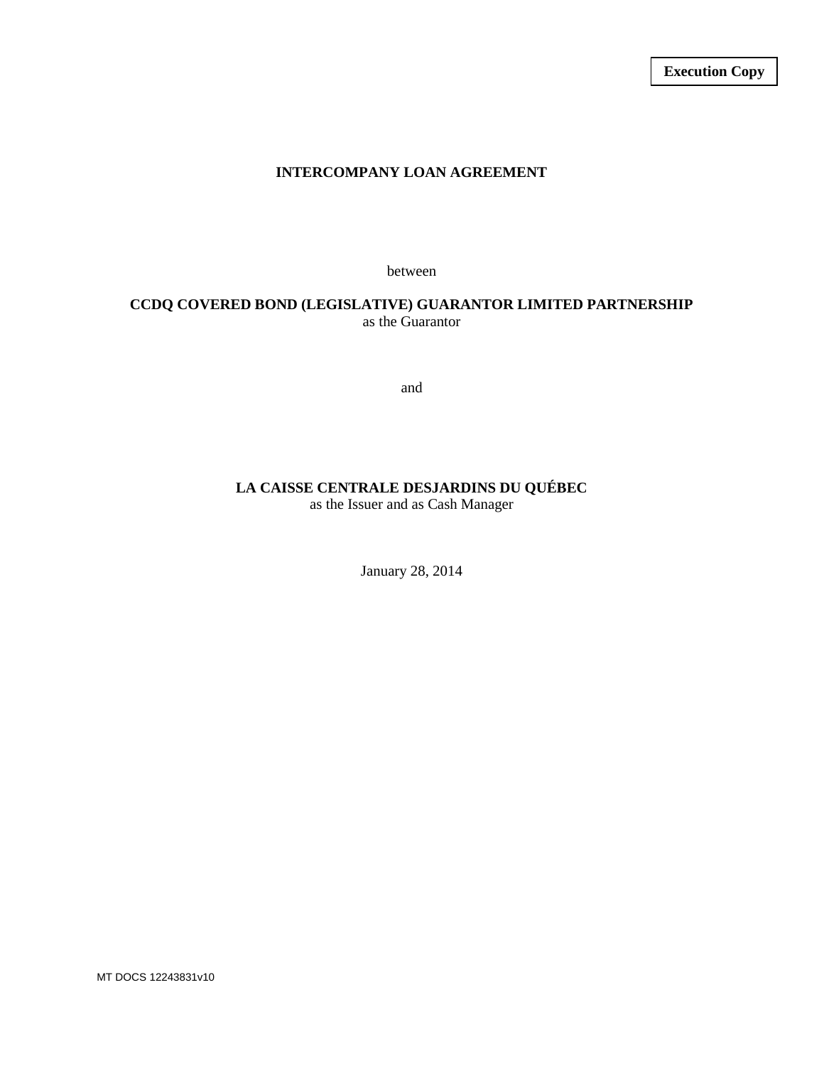**Execution Copy**

# INTERCOMPANY LOAN AGREEMENT

between

**CCDQ COVERED BOND (LEGISLATIVE) GUARANTOR LIMITED PARTNERSHIP**
as the Guarantor

and

**LA CAISSE CENTRALE DESJARDINS DU QUÉBEC**
as the Issuer and as Cash Manager

January 28, 2014

MT DOCS 12243831v10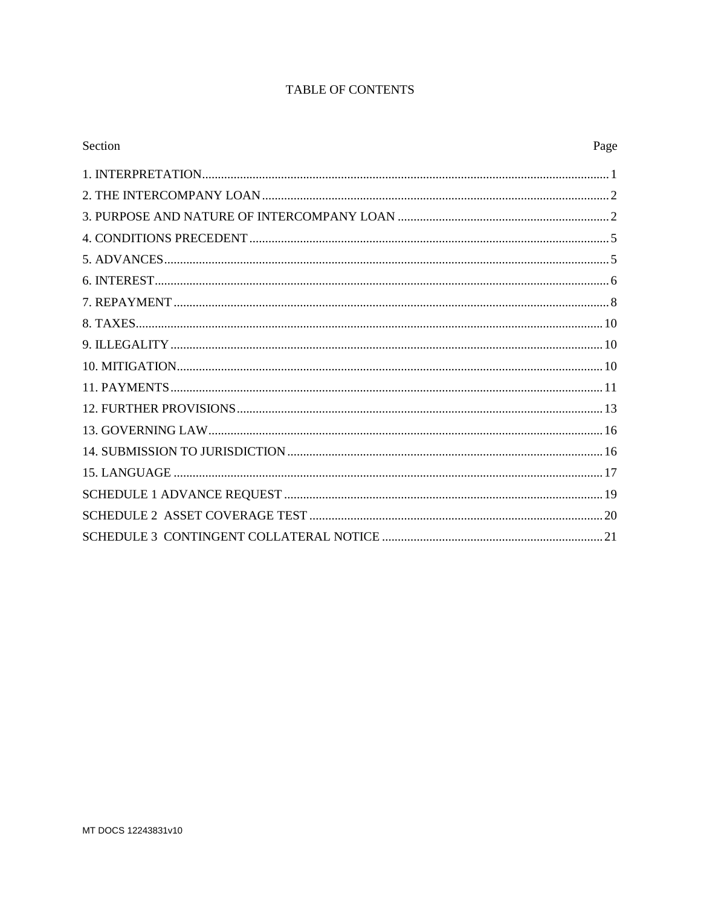# TABLE OF CONTENTS

| Section | Page |
|---|---|
| 1. INTERPRETATION | 1 |
| 2. THE INTERCOMPANY LOAN | 2 |
| 3. PURPOSE AND NATURE OF INTERCOMPANY LOAN | 2 |
| 4. CONDITIONS PRECEDENT | 5 |
| 5. ADVANCES | 5 |
| 6. INTEREST | 6 |
| 7. REPAYMENT | 8 |
| 8. TAXES | 10 |
| 9. ILLEGALITY | 10 |
| 10. MITIGATION | 10 |
| 11. PAYMENTS | 11 |
| 12. FURTHER PROVISIONS | 13 |
| 13. GOVERNING LAW | 16 |
| 14. SUBMISSION TO JURISDICTION | 16 |
| 15. LANGUAGE | 17 |
| SCHEDULE 1 ADVANCE REQUEST | 19 |
| SCHEDULE 2 ASSET COVERAGE TEST | 20 |
| SCHEDULE 3 CONTINGENT COLLATERAL NOTICE | 21 |

MT DOCS 12243831v10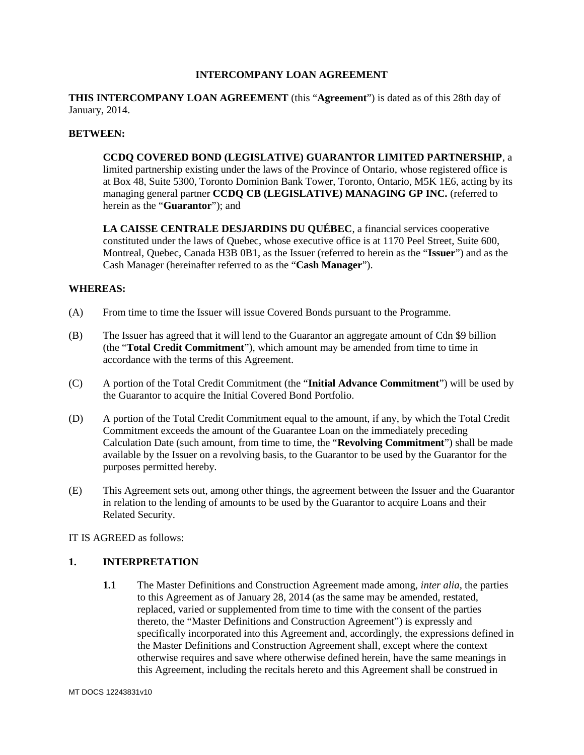**INTERCOMPANY LOAN AGREEMENT**

**THIS INTERCOMPANY LOAN AGREEMENT** (this "**Agreement**") is dated as of this 28th day of January, 2014.

**BETWEEN:**

> **CCDQ COVERED BOND (LEGISLATIVE) GUARANTOR LIMITED PARTNERSHIP**, a limited partnership existing under the laws of the Province of Ontario, whose registered office is at Box 48, Suite 5300, Toronto Dominion Bank Tower, Toronto, Ontario, M5K 1E6, acting by its managing general partner **CCDQ CB (LEGISLATIVE) MANAGING GP INC.** (referred to herein as the "**Guarantor**"); and
>
> **LA CAISSE CENTRALE DESJARDINS DU QUÉBEC**, a financial services cooperative constituted under the laws of Quebec, whose executive office is at 1170 Peel Street, Suite 600, Montreal, Quebec, Canada H3B 0B1, as the Issuer (referred to herein as the "**Issuer**") and as the Cash Manager (hereinafter referred to as the "**Cash Manager**").

**WHEREAS:**

(A) From time to time the Issuer will issue Covered Bonds pursuant to the Programme.

(B) The Issuer has agreed that it will lend to the Guarantor an aggregate amount of Cdn $9 billion (the "**Total Credit Commitment**"), which amount may be amended from time to time in accordance with the terms of this Agreement.

(C) A portion of the Total Credit Commitment (the "**Initial Advance Commitment**") will be used by the Guarantor to acquire the Initial Covered Bond Portfolio.

(D) A portion of the Total Credit Commitment equal to the amount, if any, by which the Total Credit Commitment exceeds the amount of the Guarantee Loan on the immediately preceding Calculation Date (such amount, from time to time, the "**Revolving Commitment**") shall be made available by the Issuer on a revolving basis, to the Guarantor to be used by the Guarantor for the purposes permitted hereby.

(E) This Agreement sets out, among other things, the agreement between the Issuer and the Guarantor in relation to the lending of amounts to be used by the Guarantor to acquire Loans and their Related Security.

IT IS AGREED as follows:

## 1. INTERPRETATION

**1.1** The Master Definitions and Construction Agreement made among, *inter alia*, the parties to this Agreement as of January 28, 2014 (as the same may be amended, restated, replaced, varied or supplemented from time to time with the consent of the parties thereto, the "Master Definitions and Construction Agreement") is expressly and specifically incorporated into this Agreement and, accordingly, the expressions defined in the Master Definitions and Construction Agreement shall, except where the context otherwise requires and save where otherwise defined herein, have the same meanings in this Agreement, including the recitals hereto and this Agreement shall be construed in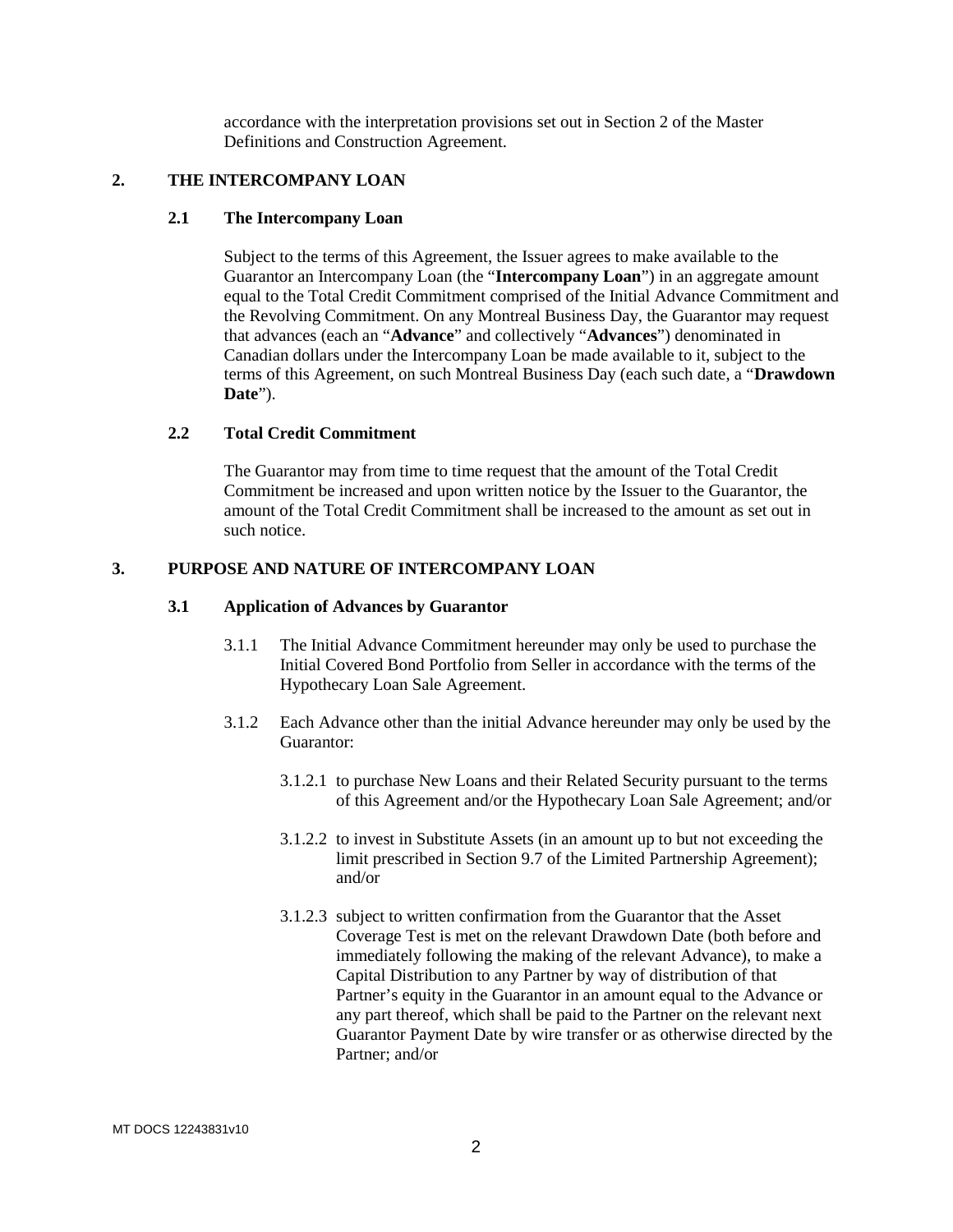accordance with the interpretation provisions set out in Section 2 of the Master Definitions and Construction Agreement.

## 2. THE INTERCOMPANY LOAN

### 2.1 The Intercompany Loan

Subject to the terms of this Agreement, the Issuer agrees to make available to the Guarantor an Intercompany Loan (the "**Intercompany Loan**") in an aggregate amount equal to the Total Credit Commitment comprised of the Initial Advance Commitment and the Revolving Commitment. On any Montreal Business Day, the Guarantor may request that advances (each an "**Advance**" and collectively "**Advances**") denominated in Canadian dollars under the Intercompany Loan be made available to it, subject to the terms of this Agreement, on such Montreal Business Day (each such date, a "**Drawdown Date**").

### 2.2 Total Credit Commitment

The Guarantor may from time to time request that the amount of the Total Credit Commitment be increased and upon written notice by the Issuer to the Guarantor, the amount of the Total Credit Commitment shall be increased to the amount as set out in such notice.

## 3. PURPOSE AND NATURE OF INTERCOMPANY LOAN

### 3.1 Application of Advances by Guarantor

3.1.1 The Initial Advance Commitment hereunder may only be used to purchase the Initial Covered Bond Portfolio from Seller in accordance with the terms of the Hypothecary Loan Sale Agreement.

3.1.2 Each Advance other than the initial Advance hereunder may only be used by the Guarantor:

3.1.2.1 to purchase New Loans and their Related Security pursuant to the terms of this Agreement and/or the Hypothecary Loan Sale Agreement; and/or

3.1.2.2 to invest in Substitute Assets (in an amount up to but not exceeding the limit prescribed in Section 9.7 of the Limited Partnership Agreement); and/or

3.1.2.3 subject to written confirmation from the Guarantor that the Asset Coverage Test is met on the relevant Drawdown Date (both before and immediately following the making of the relevant Advance), to make a Capital Distribution to any Partner by way of distribution of that Partner's equity in the Guarantor in an amount equal to the Advance or any part thereof, which shall be paid to the Partner on the relevant next Guarantor Payment Date by wire transfer or as otherwise directed by the Partner; and/or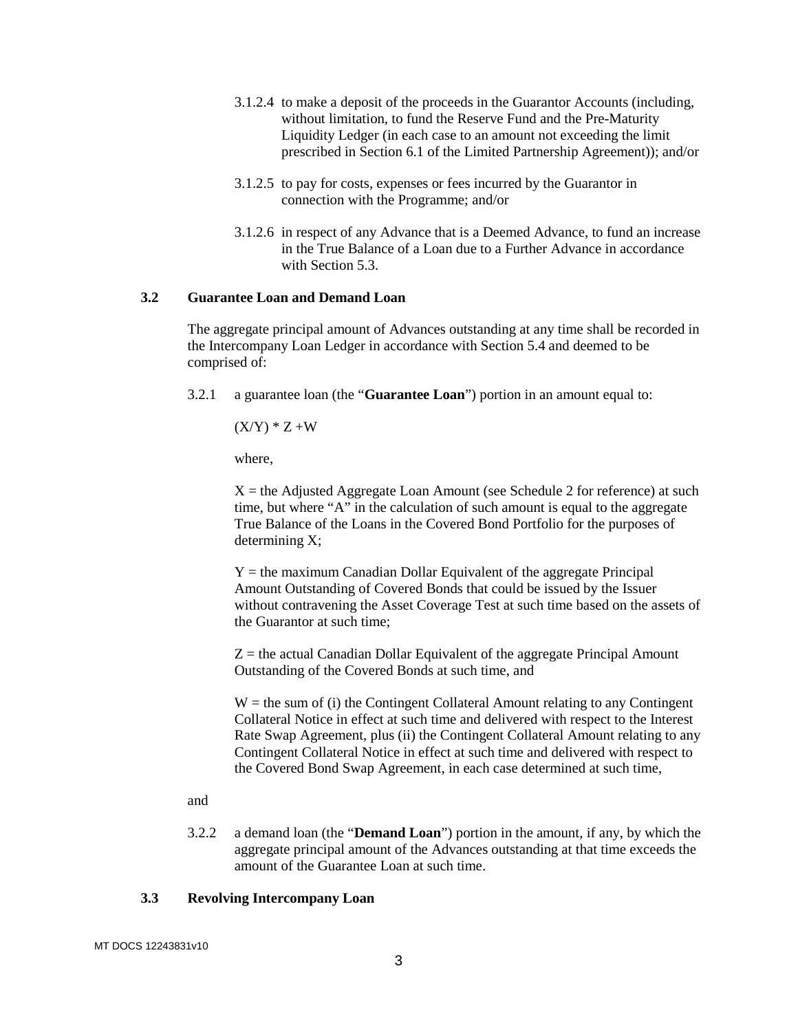3.1.2.4 to make a deposit of the proceeds in the Guarantor Accounts (including, without limitation, to fund the Reserve Fund and the Pre-Maturity Liquidity Ledger (in each case to an amount not exceeding the limit prescribed in Section 6.1 of the Limited Partnership Agreement)); and/or

3.1.2.5 to pay for costs, expenses or fees incurred by the Guarantor in connection with the Programme; and/or

3.1.2.6 in respect of any Advance that is a Deemed Advance, to fund an increase in the True Balance of a Loan due to a Further Advance in accordance with Section 5.3.

### 3.2 Guarantee Loan and Demand Loan

The aggregate principal amount of Advances outstanding at any time shall be recorded in the Intercompany Loan Ledger in accordance with Section 5.4 and deemed to be comprised of:

3.2.1 a guarantee loan (the "**Guarantee Loan**") portion in an amount equal to:

$(X/Y) * Z + W$

where,

X = the Adjusted Aggregate Loan Amount (see Schedule 2 for reference) at such time, but where "A" in the calculation of such amount is equal to the aggregate True Balance of the Loans in the Covered Bond Portfolio for the purposes of determining X;

Y = the maximum Canadian Dollar Equivalent of the aggregate Principal Amount Outstanding of Covered Bonds that could be issued by the Issuer without contravening the Asset Coverage Test at such time based on the assets of the Guarantor at such time;

Z = the actual Canadian Dollar Equivalent of the aggregate Principal Amount Outstanding of the Covered Bonds at such time, and

W = the sum of (i) the Contingent Collateral Amount relating to any Contingent Collateral Notice in effect at such time and delivered with respect to the Interest Rate Swap Agreement, plus (ii) the Contingent Collateral Amount relating to any Contingent Collateral Notice in effect at such time and delivered with respect to the Covered Bond Swap Agreement, in each case determined at such time,

and

3.2.2 a demand loan (the "**Demand Loan**") portion in the amount, if any, by which the aggregate principal amount of the Advances outstanding at that time exceeds the amount of the Guarantee Loan at such time.

### 3.3 Revolving Intercompany Loan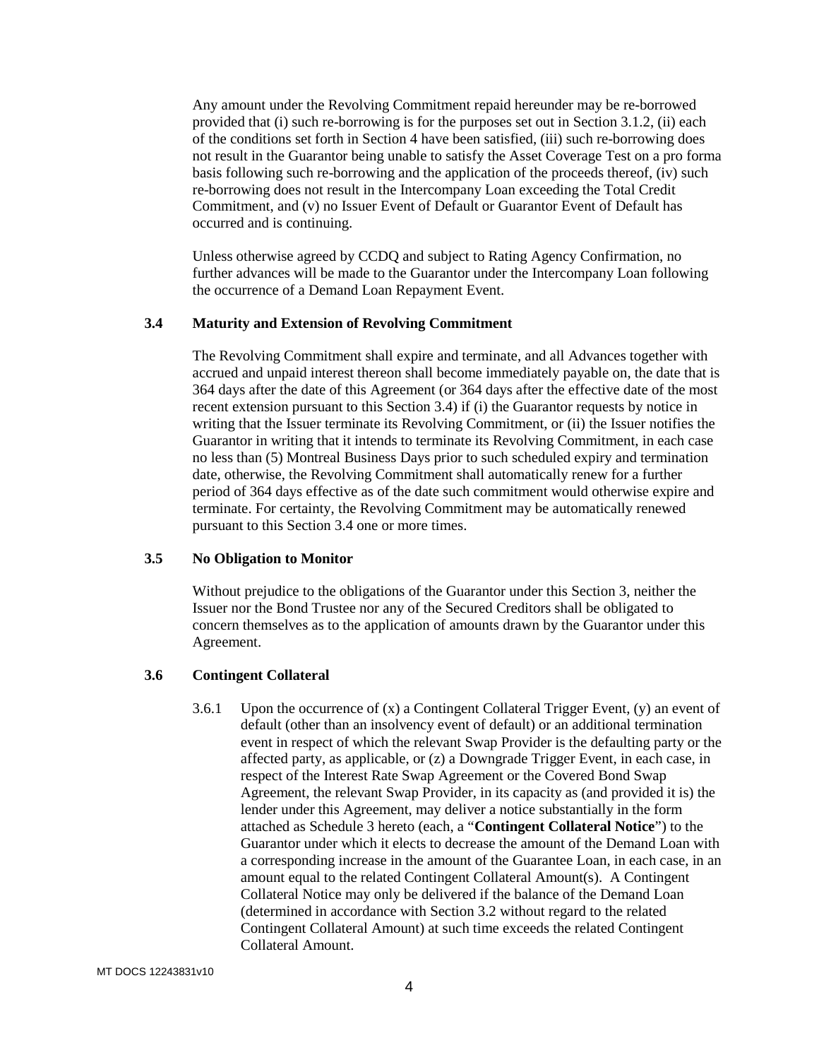Any amount under the Revolving Commitment repaid hereunder may be re-borrowed provided that (i) such re-borrowing is for the purposes set out in Section 3.1.2, (ii) each of the conditions set forth in Section 4 have been satisfied, (iii) such re-borrowing does not result in the Guarantor being unable to satisfy the Asset Coverage Test on a pro forma basis following such re-borrowing and the application of the proceeds thereof, (iv) such re-borrowing does not result in the Intercompany Loan exceeding the Total Credit Commitment, and (v) no Issuer Event of Default or Guarantor Event of Default has occurred and is continuing.

Unless otherwise agreed by CCDQ and subject to Rating Agency Confirmation, no further advances will be made to the Guarantor under the Intercompany Loan following the occurrence of a Demand Loan Repayment Event.

### 3.4 Maturity and Extension of Revolving Commitment

The Revolving Commitment shall expire and terminate, and all Advances together with accrued and unpaid interest thereon shall become immediately payable on, the date that is 364 days after the date of this Agreement (or 364 days after the effective date of the most recent extension pursuant to this Section 3.4) if (i) the Guarantor requests by notice in writing that the Issuer terminate its Revolving Commitment, or (ii) the Issuer notifies the Guarantor in writing that it intends to terminate its Revolving Commitment, in each case no less than (5) Montreal Business Days prior to such scheduled expiry and termination date, otherwise, the Revolving Commitment shall automatically renew for a further period of 364 days effective as of the date such commitment would otherwise expire and terminate. For certainty, the Revolving Commitment may be automatically renewed pursuant to this Section 3.4 one or more times.

### 3.5 No Obligation to Monitor

Without prejudice to the obligations of the Guarantor under this Section 3, neither the Issuer nor the Bond Trustee nor any of the Secured Creditors shall be obligated to concern themselves as to the application of amounts drawn by the Guarantor under this Agreement.

### 3.6 Contingent Collateral

3.6.1 Upon the occurrence of (x) a Contingent Collateral Trigger Event, (y) an event of default (other than an insolvency event of default) or an additional termination event in respect of which the relevant Swap Provider is the defaulting party or the affected party, as applicable, or (z) a Downgrade Trigger Event, in each case, in respect of the Interest Rate Swap Agreement or the Covered Bond Swap Agreement, the relevant Swap Provider, in its capacity as (and provided it is) the lender under this Agreement, may deliver a notice substantially in the form attached as Schedule 3 hereto (each, a "**Contingent Collateral Notice**") to the Guarantor under which it elects to decrease the amount of the Demand Loan with a corresponding increase in the amount of the Guarantee Loan, in each case, in an amount equal to the related Contingent Collateral Amount(s). A Contingent Collateral Notice may only be delivered if the balance of the Demand Loan (determined in accordance with Section 3.2 without regard to the related Contingent Collateral Amount) at such time exceeds the related Contingent Collateral Amount.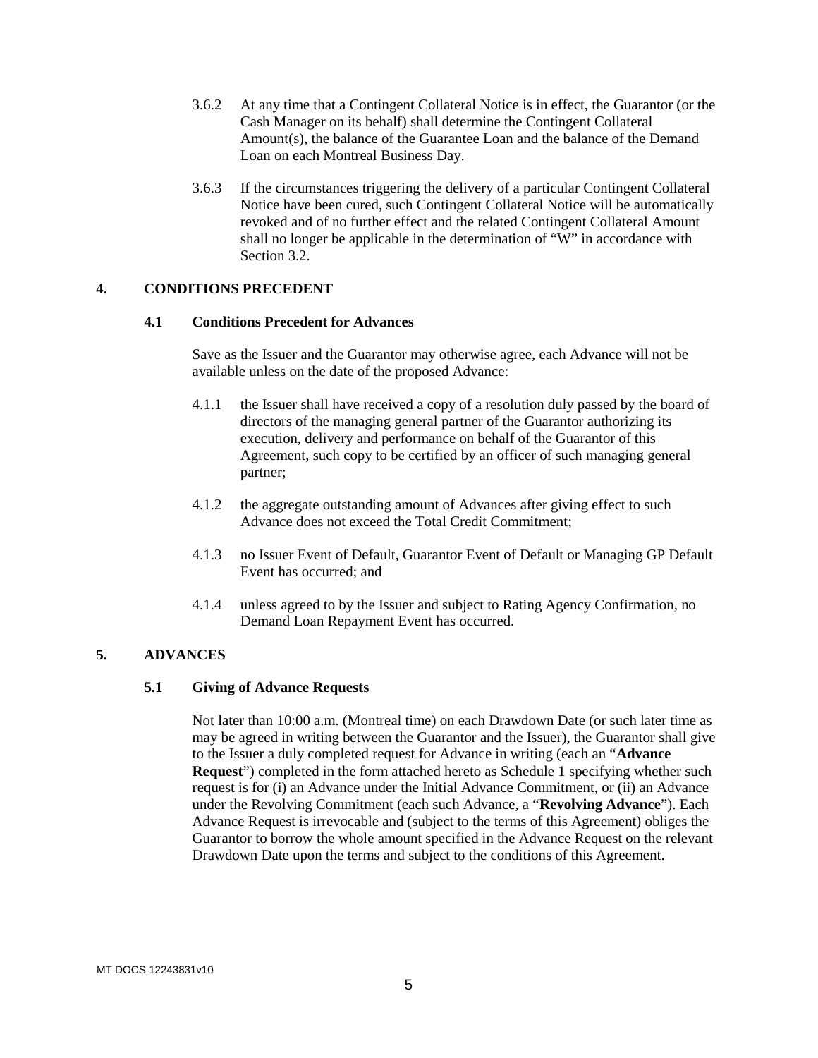3.6.2 At any time that a Contingent Collateral Notice is in effect, the Guarantor (or the Cash Manager on its behalf) shall determine the Contingent Collateral Amount(s), the balance of the Guarantee Loan and the balance of the Demand Loan on each Montreal Business Day.

3.6.3 If the circumstances triggering the delivery of a particular Contingent Collateral Notice have been cured, such Contingent Collateral Notice will be automatically revoked and of no further effect and the related Contingent Collateral Amount shall no longer be applicable in the determination of "W" in accordance with Section 3.2.

## 4. CONDITIONS PRECEDENT

### 4.1 Conditions Precedent for Advances

Save as the Issuer and the Guarantor may otherwise agree, each Advance will not be available unless on the date of the proposed Advance:

4.1.1 the Issuer shall have received a copy of a resolution duly passed by the board of directors of the managing general partner of the Guarantor authorizing its execution, delivery and performance on behalf of the Guarantor of this Agreement, such copy to be certified by an officer of such managing general partner;

4.1.2 the aggregate outstanding amount of Advances after giving effect to such Advance does not exceed the Total Credit Commitment;

4.1.3 no Issuer Event of Default, Guarantor Event of Default or Managing GP Default Event has occurred; and

4.1.4 unless agreed to by the Issuer and subject to Rating Agency Confirmation, no Demand Loan Repayment Event has occurred.

## 5. ADVANCES

### 5.1 Giving of Advance Requests

Not later than 10:00 a.m. (Montreal time) on each Drawdown Date (or such later time as may be agreed in writing between the Guarantor and the Issuer), the Guarantor shall give to the Issuer a duly completed request for Advance in writing (each an "**Advance Request**") completed in the form attached hereto as Schedule 1 specifying whether such request is for (i) an Advance under the Initial Advance Commitment, or (ii) an Advance under the Revolving Commitment (each such Advance, a "**Revolving Advance**"). Each Advance Request is irrevocable and (subject to the terms of this Agreement) obliges the Guarantor to borrow the whole amount specified in the Advance Request on the relevant Drawdown Date upon the terms and subject to the conditions of this Agreement.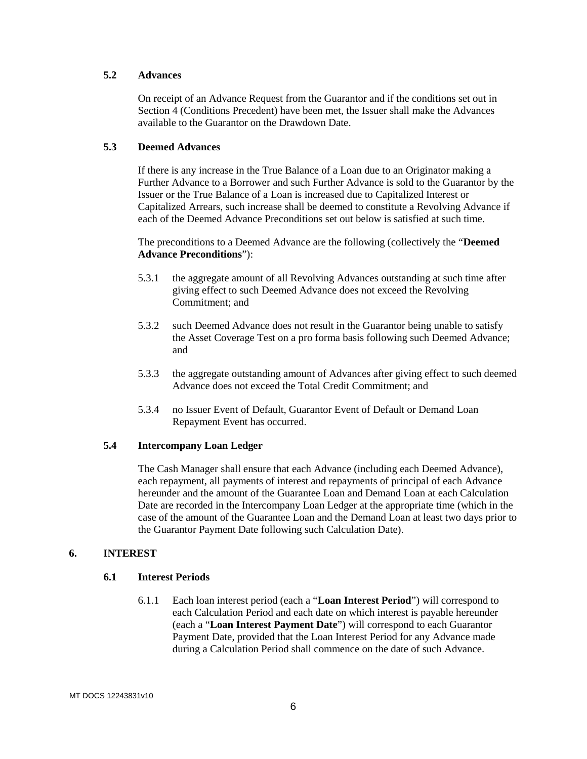### 5.2 Advances

On receipt of an Advance Request from the Guarantor and if the conditions set out in Section 4 (Conditions Precedent) have been met, the Issuer shall make the Advances available to the Guarantor on the Drawdown Date.

### 5.3 Deemed Advances

If there is any increase in the True Balance of a Loan due to an Originator making a Further Advance to a Borrower and such Further Advance is sold to the Guarantor by the Issuer or the True Balance of a Loan is increased due to Capitalized Interest or Capitalized Arrears, such increase shall be deemed to constitute a Revolving Advance if each of the Deemed Advance Preconditions set out below is satisfied at such time.

The preconditions to a Deemed Advance are the following (collectively the "**Deemed Advance Preconditions**"):

5.3.1 the aggregate amount of all Revolving Advances outstanding at such time after giving effect to such Deemed Advance does not exceed the Revolving Commitment; and

5.3.2 such Deemed Advance does not result in the Guarantor being unable to satisfy the Asset Coverage Test on a pro forma basis following such Deemed Advance; and

5.3.3 the aggregate outstanding amount of Advances after giving effect to such deemed Advance does not exceed the Total Credit Commitment; and

5.3.4 no Issuer Event of Default, Guarantor Event of Default or Demand Loan Repayment Event has occurred.

### 5.4 Intercompany Loan Ledger

The Cash Manager shall ensure that each Advance (including each Deemed Advance), each repayment, all payments of interest and repayments of principal of each Advance hereunder and the amount of the Guarantee Loan and Demand Loan at each Calculation Date are recorded in the Intercompany Loan Ledger at the appropriate time (which in the case of the amount of the Guarantee Loan and the Demand Loan at least two days prior to the Guarantor Payment Date following such Calculation Date).

## 6. INTEREST

### 6.1 Interest Periods

6.1.1 Each loan interest period (each a "**Loan Interest Period**") will correspond to each Calculation Period and each date on which interest is payable hereunder (each a "**Loan Interest Payment Date**") will correspond to each Guarantor Payment Date, provided that the Loan Interest Period for any Advance made during a Calculation Period shall commence on the date of such Advance.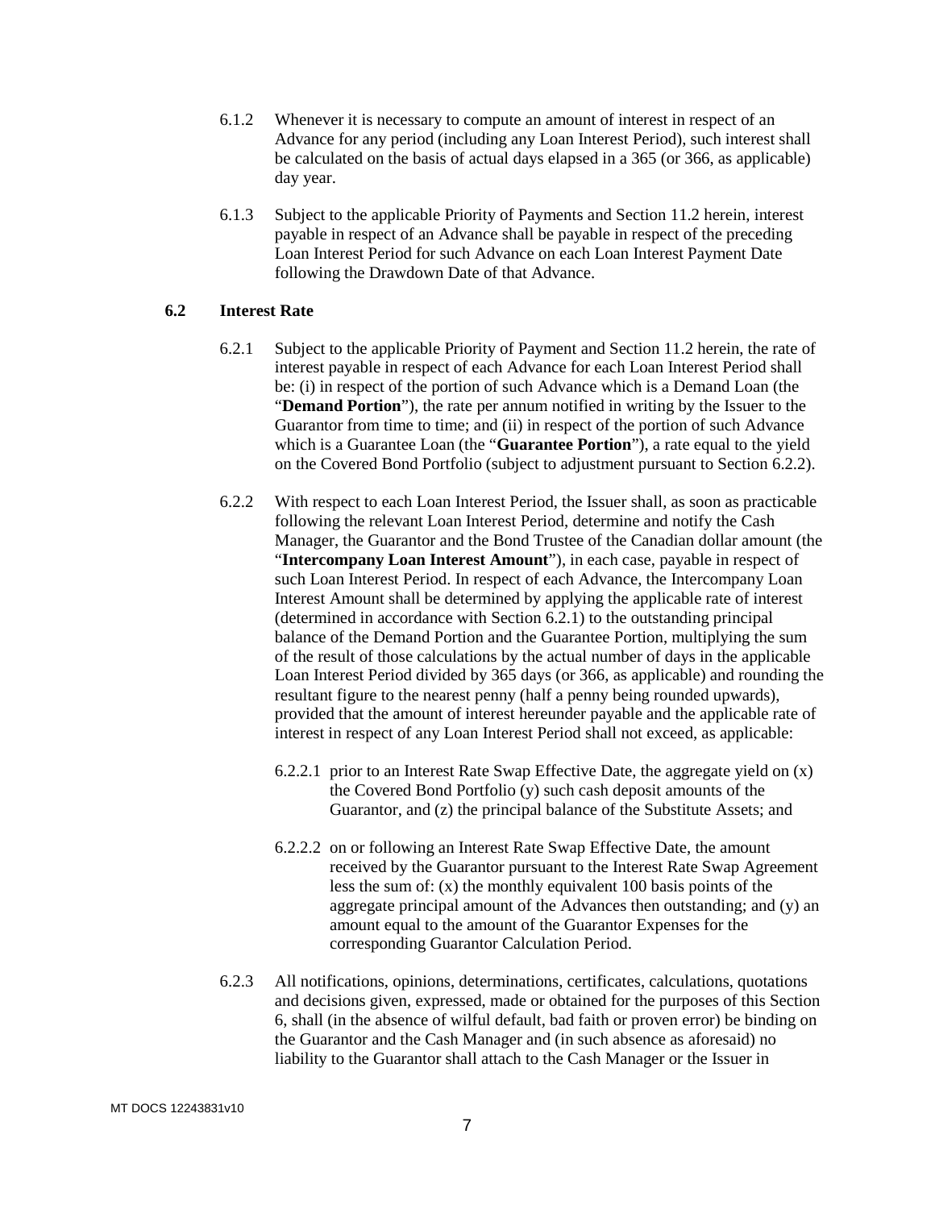6.1.2 Whenever it is necessary to compute an amount of interest in respect of an Advance for any period (including any Loan Interest Period), such interest shall be calculated on the basis of actual days elapsed in a 365 (or 366, as applicable) day year.

6.1.3 Subject to the applicable Priority of Payments and Section 11.2 herein, interest payable in respect of an Advance shall be payable in respect of the preceding Loan Interest Period for such Advance on each Loan Interest Payment Date following the Drawdown Date of that Advance.

### 6.2 Interest Rate

6.2.1 Subject to the applicable Priority of Payment and Section 11.2 herein, the rate of interest payable in respect of each Advance for each Loan Interest Period shall be: (i) in respect of the portion of such Advance which is a Demand Loan (the "**Demand Portion**"), the rate per annum notified in writing by the Issuer to the Guarantor from time to time; and (ii) in respect of the portion of such Advance which is a Guarantee Loan (the "**Guarantee Portion**"), a rate equal to the yield on the Covered Bond Portfolio (subject to adjustment pursuant to Section 6.2.2).

6.2.2 With respect to each Loan Interest Period, the Issuer shall, as soon as practicable following the relevant Loan Interest Period, determine and notify the Cash Manager, the Guarantor and the Bond Trustee of the Canadian dollar amount (the "**Intercompany Loan Interest Amount**"), in each case, payable in respect of such Loan Interest Period. In respect of each Advance, the Intercompany Loan Interest Amount shall be determined by applying the applicable rate of interest (determined in accordance with Section 6.2.1) to the outstanding principal balance of the Demand Portion and the Guarantee Portion, multiplying the sum of the result of those calculations by the actual number of days in the applicable Loan Interest Period divided by 365 days (or 366, as applicable) and rounding the resultant figure to the nearest penny (half a penny being rounded upwards), provided that the amount of interest hereunder payable and the applicable rate of interest in respect of any Loan Interest Period shall not exceed, as applicable:

6.2.2.1 prior to an Interest Rate Swap Effective Date, the aggregate yield on (x) the Covered Bond Portfolio (y) such cash deposit amounts of the Guarantor, and (z) the principal balance of the Substitute Assets; and

6.2.2.2 on or following an Interest Rate Swap Effective Date, the amount received by the Guarantor pursuant to the Interest Rate Swap Agreement less the sum of: (x) the monthly equivalent 100 basis points of the aggregate principal amount of the Advances then outstanding; and (y) an amount equal to the amount of the Guarantor Expenses for the corresponding Guarantor Calculation Period.

6.2.3 All notifications, opinions, determinations, certificates, calculations, quotations and decisions given, expressed, made or obtained for the purposes of this Section 6, shall (in the absence of wilful default, bad faith or proven error) be binding on the Guarantor and the Cash Manager and (in such absence as aforesaid) no liability to the Guarantor shall attach to the Cash Manager or the Issuer in

MT DOCS 12243831v10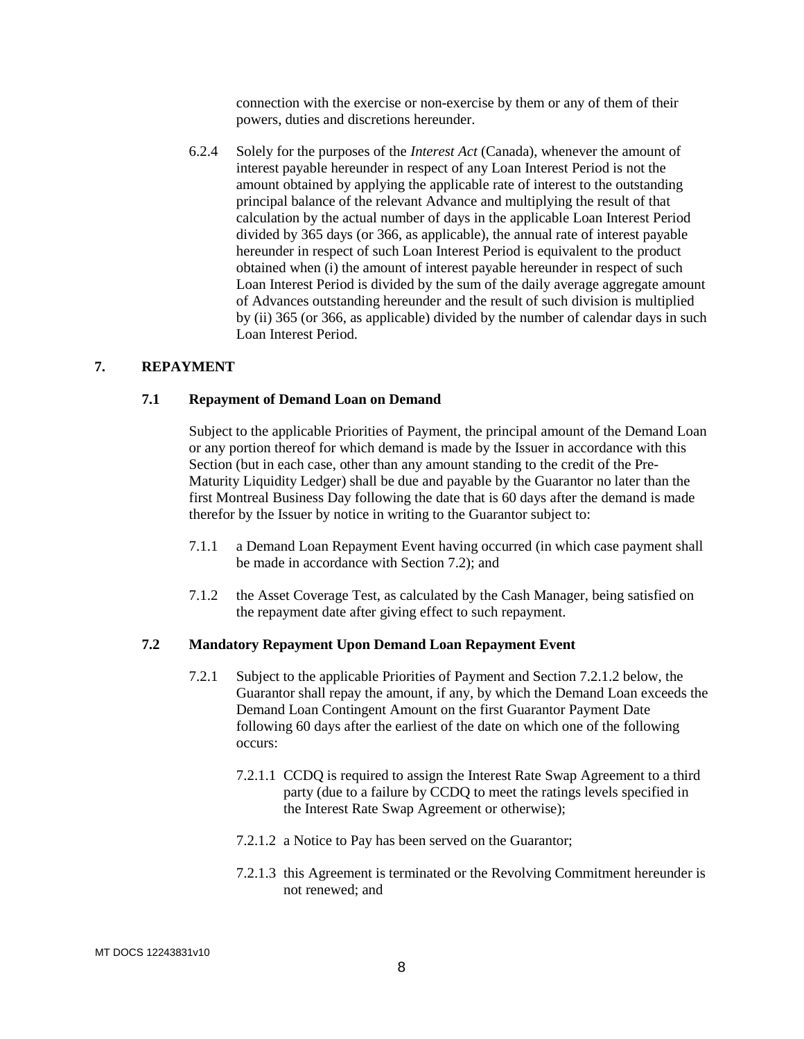connection with the exercise or non-exercise by them or any of them of their powers, duties and discretions hereunder.

6.2.4 Solely for the purposes of the *Interest Act* (Canada), whenever the amount of interest payable hereunder in respect of any Loan Interest Period is not the amount obtained by applying the applicable rate of interest to the outstanding principal balance of the relevant Advance and multiplying the result of that calculation by the actual number of days in the applicable Loan Interest Period divided by 365 days (or 366, as applicable), the annual rate of interest payable hereunder in respect of such Loan Interest Period is equivalent to the product obtained when (i) the amount of interest payable hereunder in respect of such Loan Interest Period is divided by the sum of the daily average aggregate amount of Advances outstanding hereunder and the result of such division is multiplied by (ii) 365 (or 366, as applicable) divided by the number of calendar days in such Loan Interest Period.

## 7. REPAYMENT

### 7.1 Repayment of Demand Loan on Demand

Subject to the applicable Priorities of Payment, the principal amount of the Demand Loan or any portion thereof for which demand is made by the Issuer in accordance with this Section (but in each case, other than any amount standing to the credit of the Pre-Maturity Liquidity Ledger) shall be due and payable by the Guarantor no later than the first Montreal Business Day following the date that is 60 days after the demand is made therefor by the Issuer by notice in writing to the Guarantor subject to:

7.1.1 a Demand Loan Repayment Event having occurred (in which case payment shall be made in accordance with Section 7.2); and

7.1.2 the Asset Coverage Test, as calculated by the Cash Manager, being satisfied on the repayment date after giving effect to such repayment.

### 7.2 Mandatory Repayment Upon Demand Loan Repayment Event

7.2.1 Subject to the applicable Priorities of Payment and Section 7.2.1.2 below, the Guarantor shall repay the amount, if any, by which the Demand Loan exceeds the Demand Loan Contingent Amount on the first Guarantor Payment Date following 60 days after the earliest of the date on which one of the following occurs:

7.2.1.1 CCDQ is required to assign the Interest Rate Swap Agreement to a third party (due to a failure by CCDQ to meet the ratings levels specified in the Interest Rate Swap Agreement or otherwise);

7.2.1.2 a Notice to Pay has been served on the Guarantor;

7.2.1.3 this Agreement is terminated or the Revolving Commitment hereunder is not renewed; and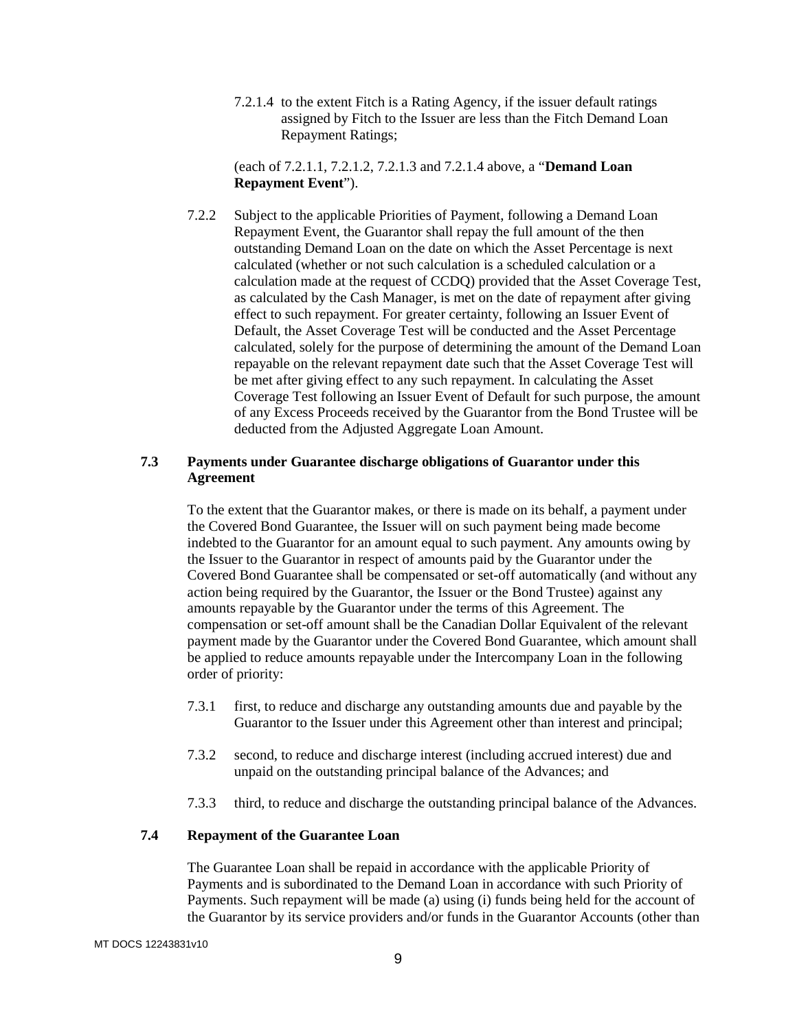7.2.1.4 to the extent Fitch is a Rating Agency, if the issuer default ratings assigned by Fitch to the Issuer are less than the Fitch Demand Loan Repayment Ratings;

(each of 7.2.1.1, 7.2.1.2, 7.2.1.3 and 7.2.1.4 above, a "**Demand Loan Repayment Event**").

7.2.2 Subject to the applicable Priorities of Payment, following a Demand Loan Repayment Event, the Guarantor shall repay the full amount of the then outstanding Demand Loan on the date on which the Asset Percentage is next calculated (whether or not such calculation is a scheduled calculation or a calculation made at the request of CCDQ) provided that the Asset Coverage Test, as calculated by the Cash Manager, is met on the date of repayment after giving effect to such repayment. For greater certainty, following an Issuer Event of Default, the Asset Coverage Test will be conducted and the Asset Percentage calculated, solely for the purpose of determining the amount of the Demand Loan repayable on the relevant repayment date such that the Asset Coverage Test will be met after giving effect to any such repayment. In calculating the Asset Coverage Test following an Issuer Event of Default for such purpose, the amount of any Excess Proceeds received by the Guarantor from the Bond Trustee will be deducted from the Adjusted Aggregate Loan Amount.

### 7.3 Payments under Guarantee discharge obligations of Guarantor under this Agreement

To the extent that the Guarantor makes, or there is made on its behalf, a payment under the Covered Bond Guarantee, the Issuer will on such payment being made become indebted to the Guarantor for an amount equal to such payment. Any amounts owing by the Issuer to the Guarantor in respect of amounts paid by the Guarantor under the Covered Bond Guarantee shall be compensated or set-off automatically (and without any action being required by the Guarantor, the Issuer or the Bond Trustee) against any amounts repayable by the Guarantor under the terms of this Agreement. The compensation or set-off amount shall be the Canadian Dollar Equivalent of the relevant payment made by the Guarantor under the Covered Bond Guarantee, which amount shall be applied to reduce amounts repayable under the Intercompany Loan in the following order of priority:

7.3.1 first, to reduce and discharge any outstanding amounts due and payable by the Guarantor to the Issuer under this Agreement other than interest and principal;

7.3.2 second, to reduce and discharge interest (including accrued interest) due and unpaid on the outstanding principal balance of the Advances; and

7.3.3 third, to reduce and discharge the outstanding principal balance of the Advances.

### 7.4 Repayment of the Guarantee Loan

The Guarantee Loan shall be repaid in accordance with the applicable Priority of Payments and is subordinated to the Demand Loan in accordance with such Priority of Payments. Such repayment will be made (a) using (i) funds being held for the account of the Guarantor by its service providers and/or funds in the Guarantor Accounts (other than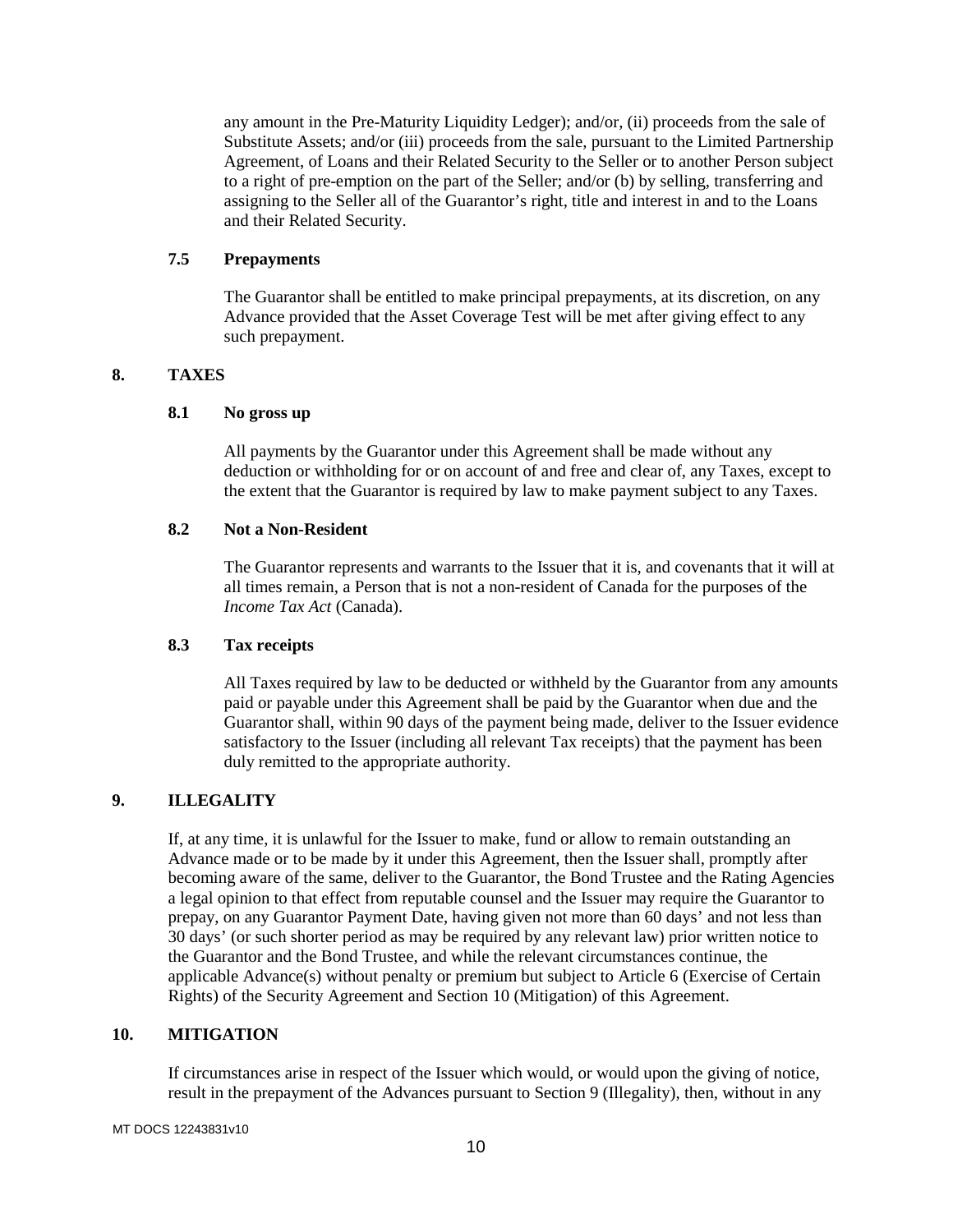any amount in the Pre-Maturity Liquidity Ledger); and/or, (ii) proceeds from the sale of Substitute Assets; and/or (iii) proceeds from the sale, pursuant to the Limited Partnership Agreement, of Loans and their Related Security to the Seller or to another Person subject to a right of pre-emption on the part of the Seller; and/or (b) by selling, transferring and assigning to the Seller all of the Guarantor's right, title and interest in and to the Loans and their Related Security.

### 7.5 Prepayments

The Guarantor shall be entitled to make principal prepayments, at its discretion, on any Advance provided that the Asset Coverage Test will be met after giving effect to any such prepayment.

## 8. TAXES

### 8.1 No gross up

All payments by the Guarantor under this Agreement shall be made without any deduction or withholding for or on account of and free and clear of, any Taxes, except to the extent that the Guarantor is required by law to make payment subject to any Taxes.

### 8.2 Not a Non-Resident

The Guarantor represents and warrants to the Issuer that it is, and covenants that it will at all times remain, a Person that is not a non-resident of Canada for the purposes of the *Income Tax Act* (Canada).

### 8.3 Tax receipts

All Taxes required by law to be deducted or withheld by the Guarantor from any amounts paid or payable under this Agreement shall be paid by the Guarantor when due and the Guarantor shall, within 90 days of the payment being made, deliver to the Issuer evidence satisfactory to the Issuer (including all relevant Tax receipts) that the payment has been duly remitted to the appropriate authority.

## 9. ILLEGALITY

If, at any time, it is unlawful for the Issuer to make, fund or allow to remain outstanding an Advance made or to be made by it under this Agreement, then the Issuer shall, promptly after becoming aware of the same, deliver to the Guarantor, the Bond Trustee and the Rating Agencies a legal opinion to that effect from reputable counsel and the Issuer may require the Guarantor to prepay, on any Guarantor Payment Date, having given not more than 60 days' and not less than 30 days' (or such shorter period as may be required by any relevant law) prior written notice to the Guarantor and the Bond Trustee, and while the relevant circumstances continue, the applicable Advance(s) without penalty or premium but subject to Article 6 (Exercise of Certain Rights) of the Security Agreement and Section 10 (Mitigation) of this Agreement.

## 10. MITIGATION

If circumstances arise in respect of the Issuer which would, or would upon the giving of notice, result in the prepayment of the Advances pursuant to Section 9 (Illegality), then, without in any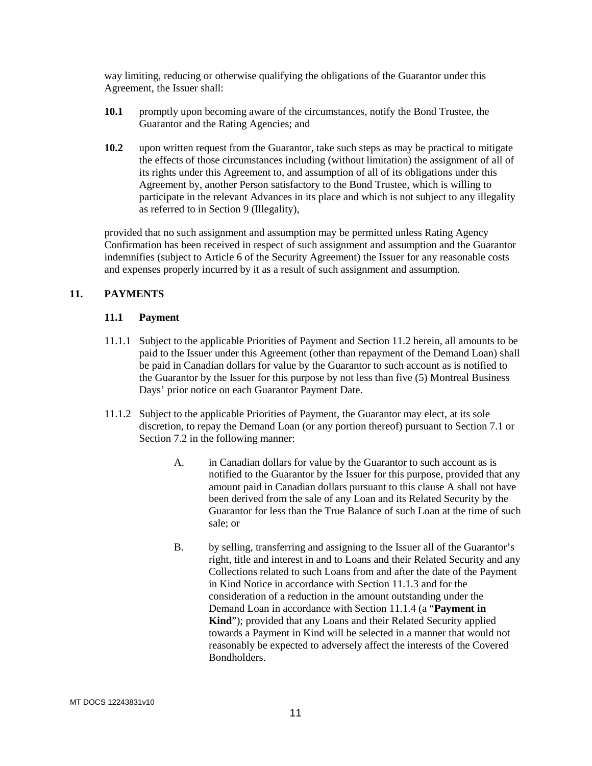way limiting, reducing or otherwise qualifying the obligations of the Guarantor under this Agreement, the Issuer shall:

**10.1** promptly upon becoming aware of the circumstances, notify the Bond Trustee, the Guarantor and the Rating Agencies; and

**10.2** upon written request from the Guarantor, take such steps as may be practical to mitigate the effects of those circumstances including (without limitation) the assignment of all of its rights under this Agreement to, and assumption of all of its obligations under this Agreement by, another Person satisfactory to the Bond Trustee, which is willing to participate in the relevant Advances in its place and which is not subject to any illegality as referred to in Section 9 (Illegality),

provided that no such assignment and assumption may be permitted unless Rating Agency Confirmation has been received in respect of such assignment and assumption and the Guarantor indemnifies (subject to Article 6 of the Security Agreement) the Issuer for any reasonable costs and expenses properly incurred by it as a result of such assignment and assumption.

## 11. PAYMENTS

### 11.1 Payment

11.1.1 Subject to the applicable Priorities of Payment and Section 11.2 herein, all amounts to be paid to the Issuer under this Agreement (other than repayment of the Demand Loan) shall be paid in Canadian dollars for value by the Guarantor to such account as is notified to the Guarantor by the Issuer for this purpose by not less than five (5) Montreal Business Days' prior notice on each Guarantor Payment Date.

11.1.2 Subject to the applicable Priorities of Payment, the Guarantor may elect, at its sole discretion, to repay the Demand Loan (or any portion thereof) pursuant to Section 7.1 or Section 7.2 in the following manner:

A. in Canadian dollars for value by the Guarantor to such account as is notified to the Guarantor by the Issuer for this purpose, provided that any amount paid in Canadian dollars pursuant to this clause A shall not have been derived from the sale of any Loan and its Related Security by the Guarantor for less than the True Balance of such Loan at the time of such sale; or

B. by selling, transferring and assigning to the Issuer all of the Guarantor's right, title and interest in and to Loans and their Related Security and any Collections related to such Loans from and after the date of the Payment in Kind Notice in accordance with Section 11.1.3 and for the consideration of a reduction in the amount outstanding under the Demand Loan in accordance with Section 11.1.4 (a "**Payment in Kind**"); provided that any Loans and their Related Security applied towards a Payment in Kind will be selected in a manner that would not reasonably be expected to adversely affect the interests of the Covered Bondholders.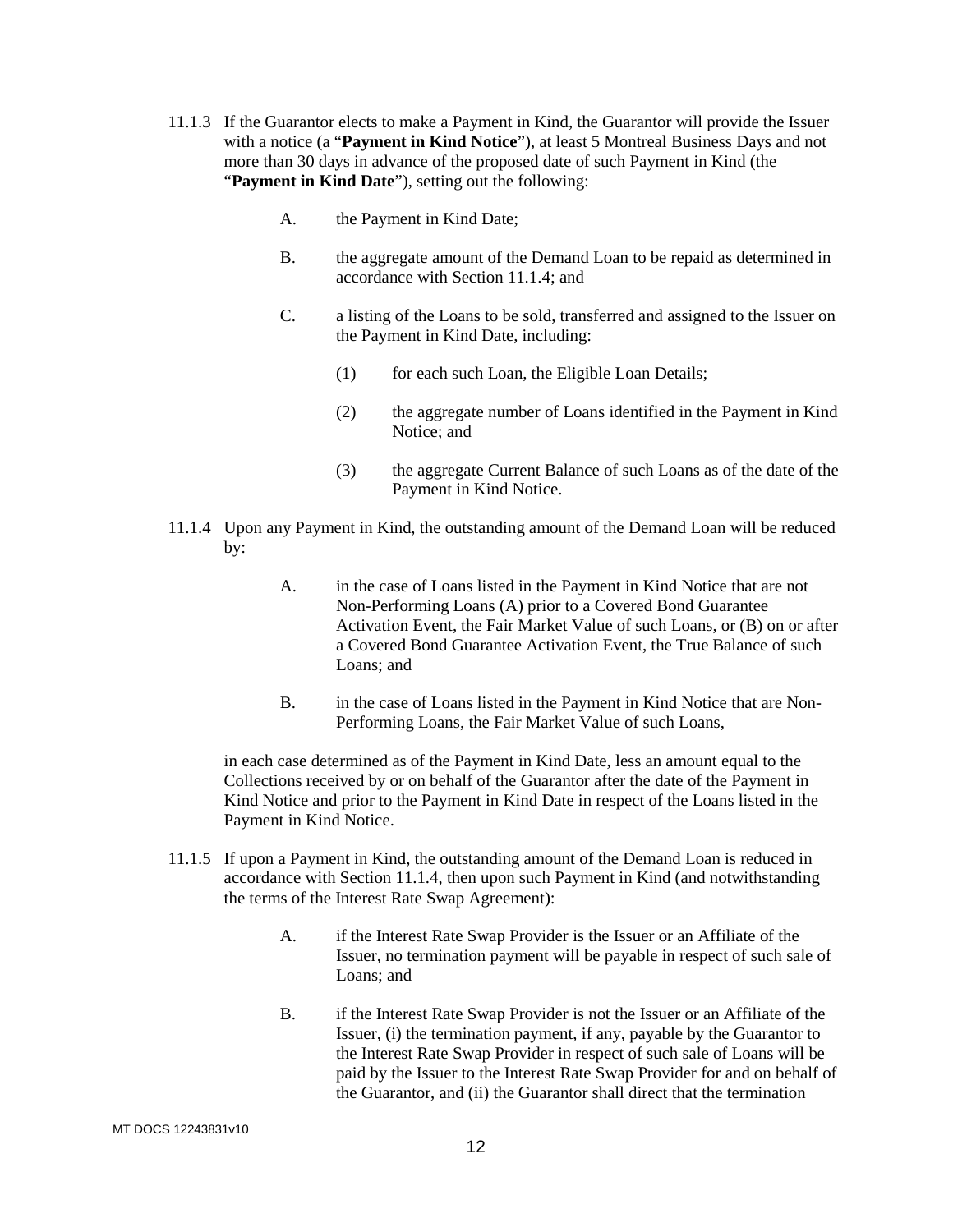11.1.3 If the Guarantor elects to make a Payment in Kind, the Guarantor will provide the Issuer with a notice (a "**Payment in Kind Notice**"), at least 5 Montreal Business Days and not more than 30 days in advance of the proposed date of such Payment in Kind (the "**Payment in Kind Date**"), setting out the following:

A. the Payment in Kind Date;

B. the aggregate amount of the Demand Loan to be repaid as determined in accordance with Section 11.1.4; and

C. a listing of the Loans to be sold, transferred and assigned to the Issuer on the Payment in Kind Date, including:

(1) for each such Loan, the Eligible Loan Details;

(2) the aggregate number of Loans identified in the Payment in Kind Notice; and

(3) the aggregate Current Balance of such Loans as of the date of the Payment in Kind Notice.

11.1.4 Upon any Payment in Kind, the outstanding amount of the Demand Loan will be reduced by:

A. in the case of Loans listed in the Payment in Kind Notice that are not Non-Performing Loans (A) prior to a Covered Bond Guarantee Activation Event, the Fair Market Value of such Loans, or (B) on or after a Covered Bond Guarantee Activation Event, the True Balance of such Loans; and

B. in the case of Loans listed in the Payment in Kind Notice that are Non-Performing Loans, the Fair Market Value of such Loans,

in each case determined as of the Payment in Kind Date, less an amount equal to the Collections received by or on behalf of the Guarantor after the date of the Payment in Kind Notice and prior to the Payment in Kind Date in respect of the Loans listed in the Payment in Kind Notice.

11.1.5 If upon a Payment in Kind, the outstanding amount of the Demand Loan is reduced in accordance with Section 11.1.4, then upon such Payment in Kind (and notwithstanding the terms of the Interest Rate Swap Agreement):

A. if the Interest Rate Swap Provider is the Issuer or an Affiliate of the Issuer, no termination payment will be payable in respect of such sale of Loans; and

B. if the Interest Rate Swap Provider is not the Issuer or an Affiliate of the Issuer, (i) the termination payment, if any, payable by the Guarantor to the Interest Rate Swap Provider in respect of such sale of Loans will be paid by the Issuer to the Interest Rate Swap Provider for and on behalf of the Guarantor, and (ii) the Guarantor shall direct that the termination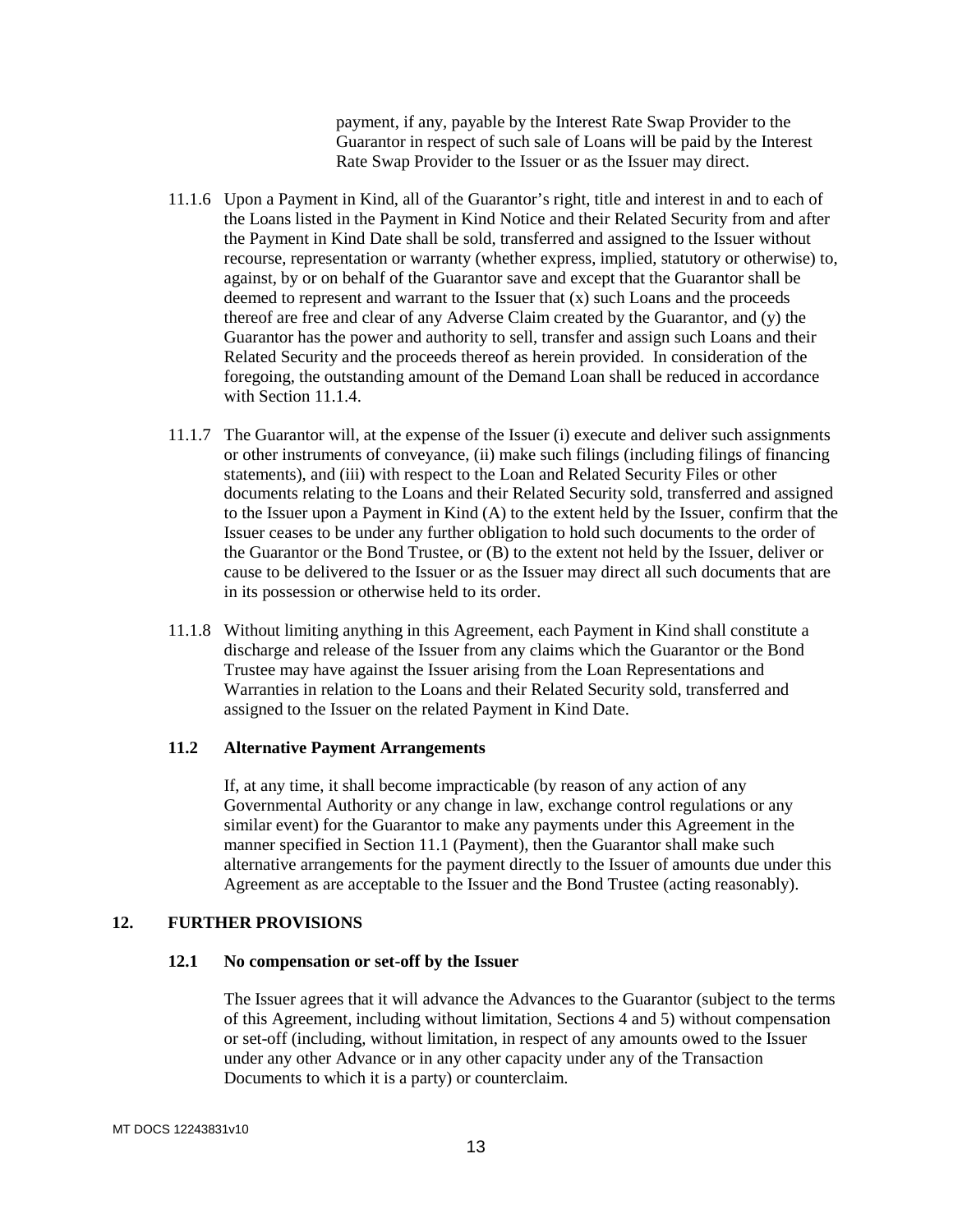payment, if any, payable by the Interest Rate Swap Provider to the Guarantor in respect of such sale of Loans will be paid by the Interest Rate Swap Provider to the Issuer or as the Issuer may direct.

11.1.6 Upon a Payment in Kind, all of the Guarantor's right, title and interest in and to each of the Loans listed in the Payment in Kind Notice and their Related Security from and after the Payment in Kind Date shall be sold, transferred and assigned to the Issuer without recourse, representation or warranty (whether express, implied, statutory or otherwise) to, against, by or on behalf of the Guarantor save and except that the Guarantor shall be deemed to represent and warrant to the Issuer that (x) such Loans and the proceeds thereof are free and clear of any Adverse Claim created by the Guarantor, and (y) the Guarantor has the power and authority to sell, transfer and assign such Loans and their Related Security and the proceeds thereof as herein provided. In consideration of the foregoing, the outstanding amount of the Demand Loan shall be reduced in accordance with Section 11.1.4.

11.1.7 The Guarantor will, at the expense of the Issuer (i) execute and deliver such assignments or other instruments of conveyance, (ii) make such filings (including filings of financing statements), and (iii) with respect to the Loan and Related Security Files or other documents relating to the Loans and their Related Security sold, transferred and assigned to the Issuer upon a Payment in Kind (A) to the extent held by the Issuer, confirm that the Issuer ceases to be under any further obligation to hold such documents to the order of the Guarantor or the Bond Trustee, or (B) to the extent not held by the Issuer, deliver or cause to be delivered to the Issuer or as the Issuer may direct all such documents that are in its possession or otherwise held to its order.

11.1.8 Without limiting anything in this Agreement, each Payment in Kind shall constitute a discharge and release of the Issuer from any claims which the Guarantor or the Bond Trustee may have against the Issuer arising from the Loan Representations and Warranties in relation to the Loans and their Related Security sold, transferred and assigned to the Issuer on the related Payment in Kind Date.

### 11.2 Alternative Payment Arrangements

If, at any time, it shall become impracticable (by reason of any action of any Governmental Authority or any change in law, exchange control regulations or any similar event) for the Guarantor to make any payments under this Agreement in the manner specified in Section 11.1 (Payment), then the Guarantor shall make such alternative arrangements for the payment directly to the Issuer of amounts due under this Agreement as are acceptable to the Issuer and the Bond Trustee (acting reasonably).

## 12. FURTHER PROVISIONS

### 12.1 No compensation or set-off by the Issuer

The Issuer agrees that it will advance the Advances to the Guarantor (subject to the terms of this Agreement, including without limitation, Sections 4 and 5) without compensation or set-off (including, without limitation, in respect of any amounts owed to the Issuer under any other Advance or in any other capacity under any of the Transaction Documents to which it is a party) or counterclaim.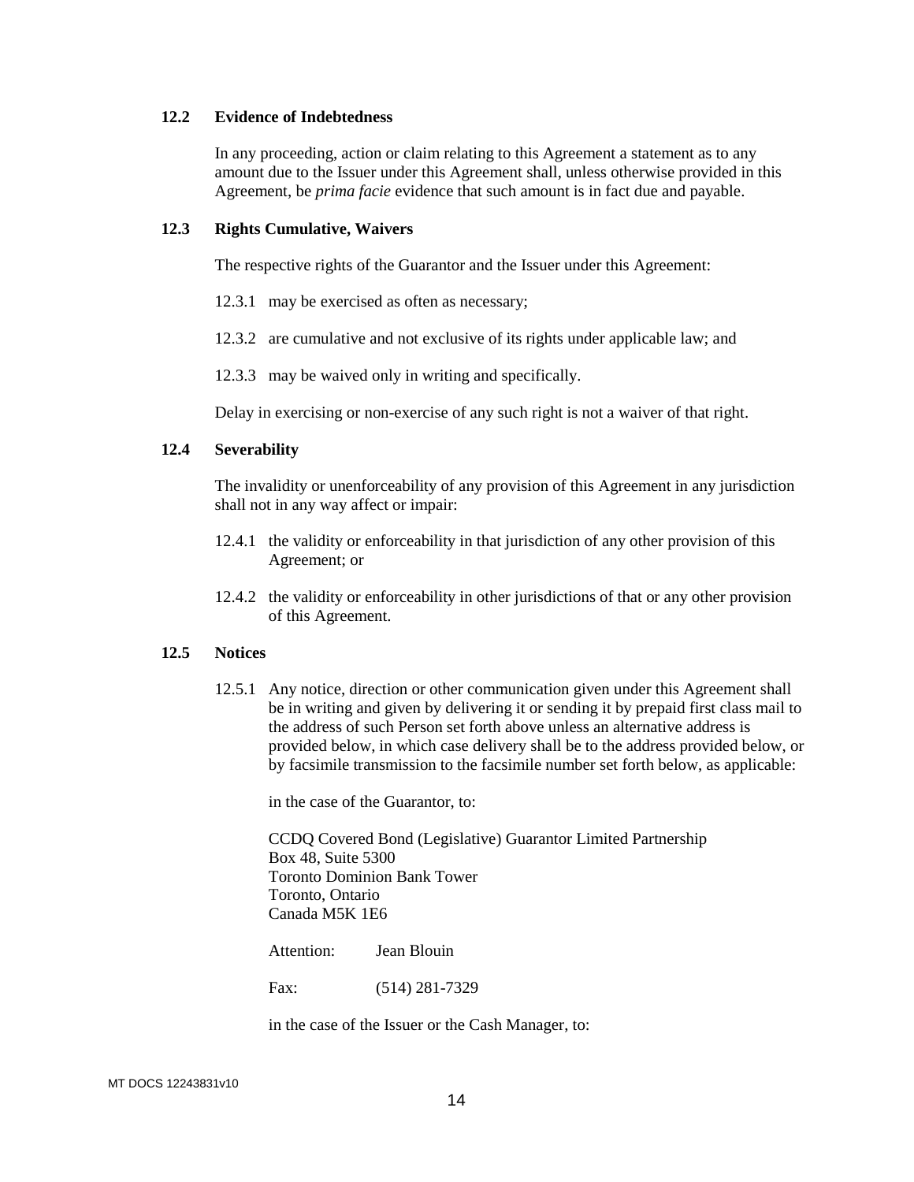### 12.2 Evidence of Indebtedness

In any proceeding, action or claim relating to this Agreement a statement as to any amount due to the Issuer under this Agreement shall, unless otherwise provided in this Agreement, be *prima facie* evidence that such amount is in fact due and payable.

### 12.3 Rights Cumulative, Waivers

The respective rights of the Guarantor and the Issuer under this Agreement:

12.3.1 may be exercised as often as necessary;

12.3.2 are cumulative and not exclusive of its rights under applicable law; and

12.3.3 may be waived only in writing and specifically.

Delay in exercising or non-exercise of any such right is not a waiver of that right.

### 12.4 Severability

The invalidity or unenforceability of any provision of this Agreement in any jurisdiction shall not in any way affect or impair:

12.4.1 the validity or enforceability in that jurisdiction of any other provision of this Agreement; or

12.4.2 the validity or enforceability in other jurisdictions of that or any other provision of this Agreement.

### 12.5 Notices

12.5.1 Any notice, direction or other communication given under this Agreement shall be in writing and given by delivering it or sending it by prepaid first class mail to the address of such Person set forth above unless an alternative address is provided below, in which case delivery shall be to the address provided below, or by facsimile transmission to the facsimile number set forth below, as applicable:

in the case of the Guarantor, to:

CCDQ Covered Bond (Legislative) Guarantor Limited Partnership
Box 48, Suite 5300
Toronto Dominion Bank Tower
Toronto, Ontario
Canada M5K 1E6

Attention: Jean Blouin

Fax: (514) 281-7329

in the case of the Issuer or the Cash Manager, to: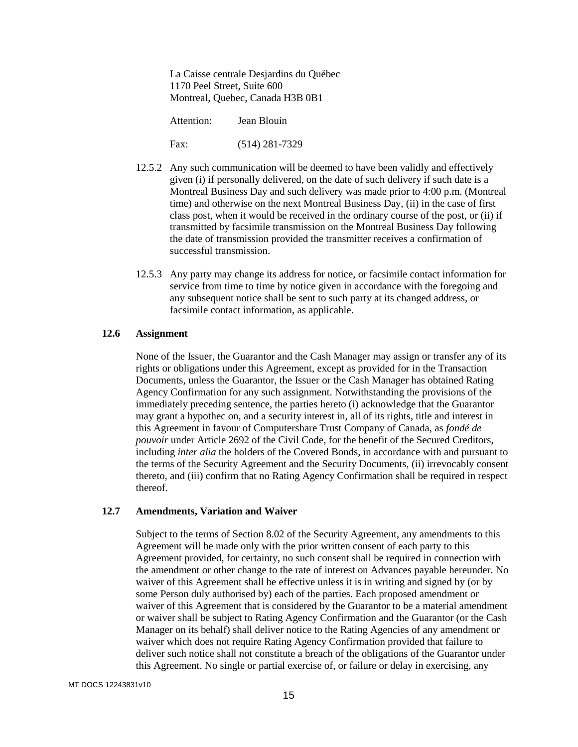La Caisse centrale Desjardins du Québec
1170 Peel Street, Suite 600
Montreal, Quebec, Canada H3B 0B1

Attention: Jean Blouin

Fax: (514) 281-7329

12.5.2 Any such communication will be deemed to have been validly and effectively given (i) if personally delivered, on the date of such delivery if such date is a Montreal Business Day and such delivery was made prior to 4:00 p.m. (Montreal time) and otherwise on the next Montreal Business Day, (ii) in the case of first class post, when it would be received in the ordinary course of the post, or (ii) if transmitted by facsimile transmission on the Montreal Business Day following the date of transmission provided the transmitter receives a confirmation of successful transmission.

12.5.3 Any party may change its address for notice, or facsimile contact information for service from time to time by notice given in accordance with the foregoing and any subsequent notice shall be sent to such party at its changed address, or facsimile contact information, as applicable.

### 12.6 Assignment

None of the Issuer, the Guarantor and the Cash Manager may assign or transfer any of its rights or obligations under this Agreement, except as provided for in the Transaction Documents, unless the Guarantor, the Issuer or the Cash Manager has obtained Rating Agency Confirmation for any such assignment. Notwithstanding the provisions of the immediately preceding sentence, the parties hereto (i) acknowledge that the Guarantor may grant a hypothec on, and a security interest in, all of its rights, title and interest in this Agreement in favour of Computershare Trust Company of Canada, as *fondé de pouvoir* under Article 2692 of the Civil Code, for the benefit of the Secured Creditors, including *inter alia* the holders of the Covered Bonds, in accordance with and pursuant to the terms of the Security Agreement and the Security Documents, (ii) irrevocably consent thereto, and (iii) confirm that no Rating Agency Confirmation shall be required in respect thereof.

### 12.7 Amendments, Variation and Waiver

Subject to the terms of Section 8.02 of the Security Agreement, any amendments to this Agreement will be made only with the prior written consent of each party to this Agreement provided, for certainty, no such consent shall be required in connection with the amendment or other change to the rate of interest on Advances payable hereunder. No waiver of this Agreement shall be effective unless it is in writing and signed by (or by some Person duly authorised by) each of the parties. Each proposed amendment or waiver of this Agreement that is considered by the Guarantor to be a material amendment or waiver shall be subject to Rating Agency Confirmation and the Guarantor (or the Cash Manager on its behalf) shall deliver notice to the Rating Agencies of any amendment or waiver which does not require Rating Agency Confirmation provided that failure to deliver such notice shall not constitute a breach of the obligations of the Guarantor under this Agreement. No single or partial exercise of, or failure or delay in exercising, any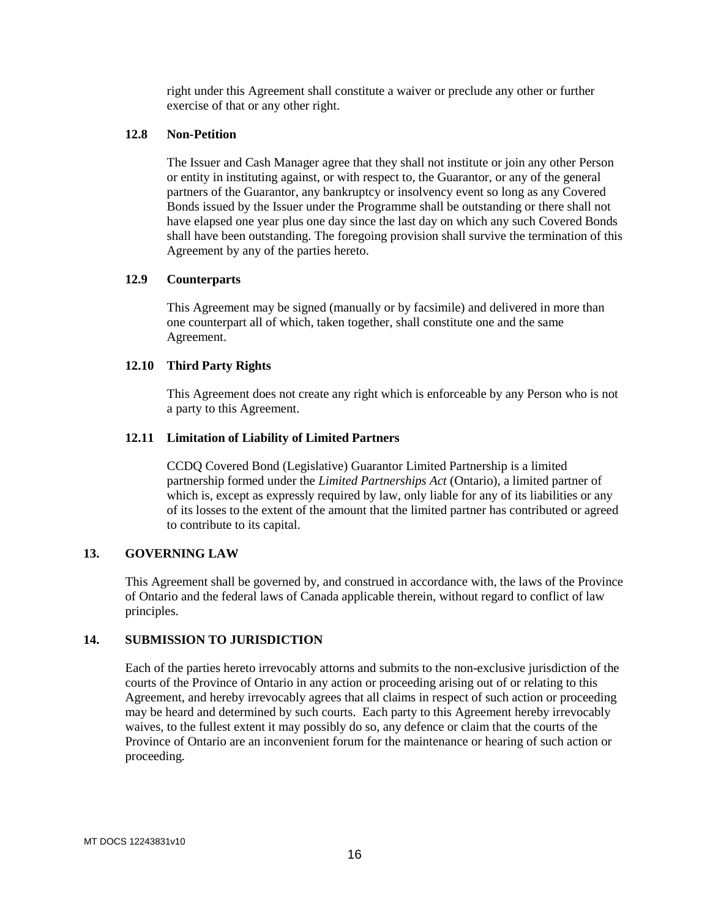right under this Agreement shall constitute a waiver or preclude any other or further exercise of that or any other right.

### 12.8 Non-Petition

The Issuer and Cash Manager agree that they shall not institute or join any other Person or entity in instituting against, or with respect to, the Guarantor, or any of the general partners of the Guarantor, any bankruptcy or insolvency event so long as any Covered Bonds issued by the Issuer under the Programme shall be outstanding or there shall not have elapsed one year plus one day since the last day on which any such Covered Bonds shall have been outstanding. The foregoing provision shall survive the termination of this Agreement by any of the parties hereto.

### 12.9 Counterparts

This Agreement may be signed (manually or by facsimile) and delivered in more than one counterpart all of which, taken together, shall constitute one and the same Agreement.

### 12.10 Third Party Rights

This Agreement does not create any right which is enforceable by any Person who is not a party to this Agreement.

### 12.11 Limitation of Liability of Limited Partners

CCDQ Covered Bond (Legislative) Guarantor Limited Partnership is a limited partnership formed under the *Limited Partnerships Act* (Ontario), a limited partner of which is, except as expressly required by law, only liable for any of its liabilities or any of its losses to the extent of the amount that the limited partner has contributed or agreed to contribute to its capital.

## 13. GOVERNING LAW

This Agreement shall be governed by, and construed in accordance with, the laws of the Province of Ontario and the federal laws of Canada applicable therein, without regard to conflict of law principles.

## 14. SUBMISSION TO JURISDICTION

Each of the parties hereto irrevocably attorns and submits to the non-exclusive jurisdiction of the courts of the Province of Ontario in any action or proceeding arising out of or relating to this Agreement, and hereby irrevocably agrees that all claims in respect of such action or proceeding may be heard and determined by such courts. Each party to this Agreement hereby irrevocably waives, to the fullest extent it may possibly do so, any defence or claim that the courts of the Province of Ontario are an inconvenient forum for the maintenance or hearing of such action or proceeding.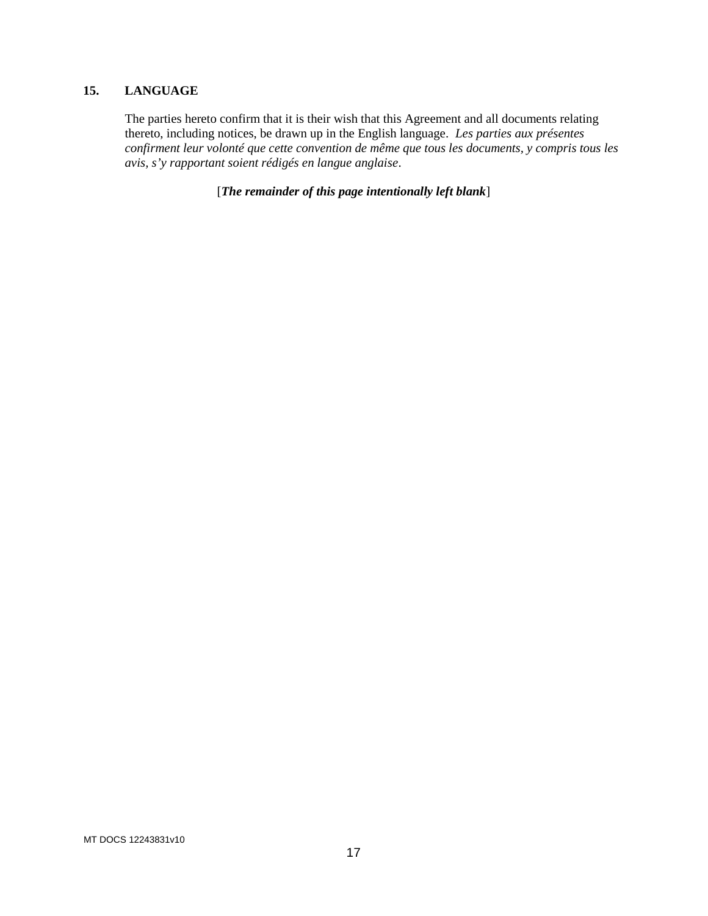## 15. LANGUAGE

The parties hereto confirm that it is their wish that this Agreement and all documents relating thereto, including notices, be drawn up in the English language. *Les parties aux présentes confirment leur volonté que cette convention de même que tous les documents, y compris tous les avis, s'y rapportant soient rédigés en langue anglaise*.

[***The remainder of this page intentionally left blank***]

MT DOCS 12243831v10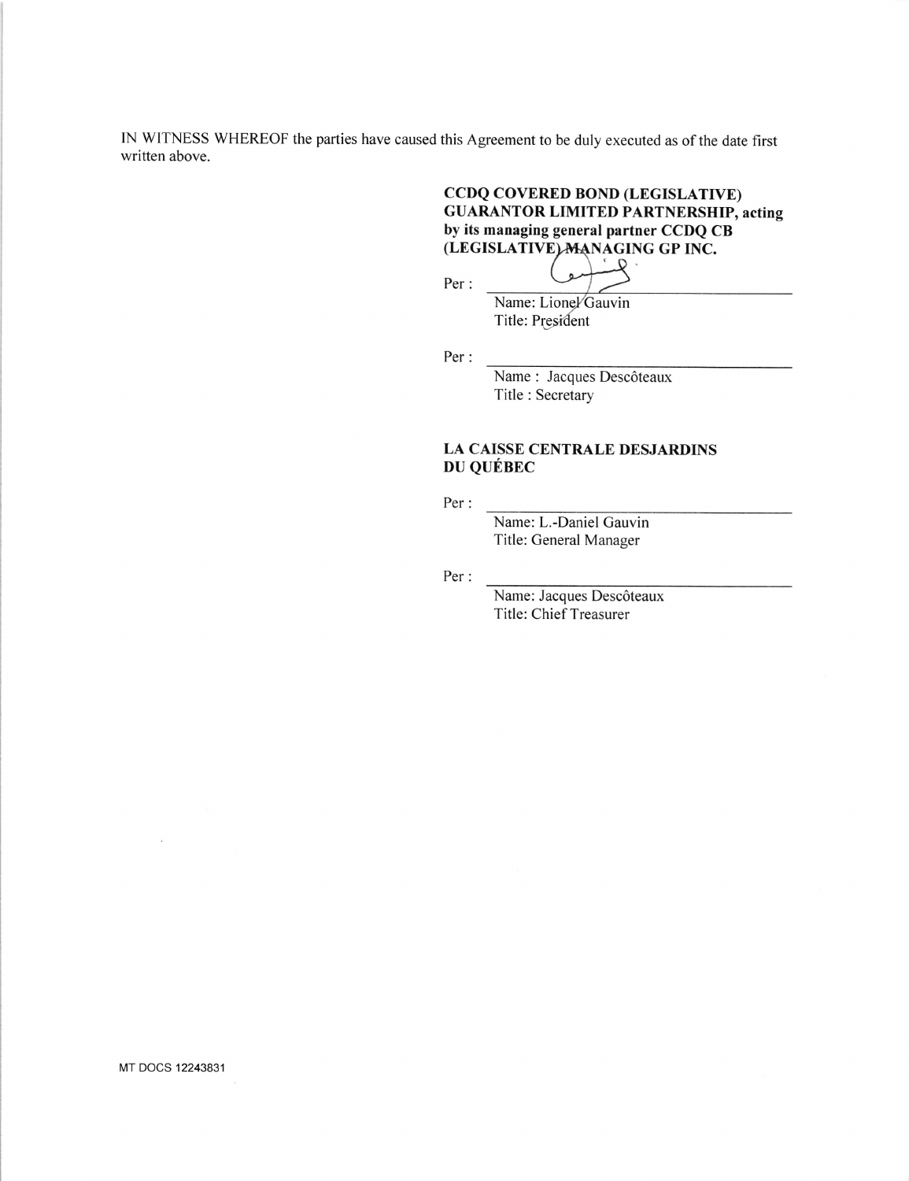IN WITNESS WHEREOF the parties have caused this Agreement to be duly executed as of the date first written above.

**CCDQ COVERED BOND (LEGISLATIVE) GUARANTOR LIMITED PARTNERSHIP, acting by its managing general partner CCDQ CB (LEGISLATIVE) MANAGING GP INC.**

Per : \_\_\_\_\_\_\_\_\_\_\_\_\_\_\_\_\_\_\_\_\_\_\_\_\_\_\_\_\_\_
Name: Lionel Gauvin
Title: President

Per : \_\_\_\_\_\_\_\_\_\_\_\_\_\_\_\_\_\_\_\_\_\_\_\_\_\_\_\_\_\_
Name : Jacques Descôteaux
Title : Secretary

**LA CAISSE CENTRALE DESJARDINS DU QUÉBEC**

Per : \_\_\_\_\_\_\_\_\_\_\_\_\_\_\_\_\_\_\_\_\_\_\_\_\_\_\_\_\_\_
Name: L.-Daniel Gauvin
Title: General Manager

Per : \_\_\_\_\_\_\_\_\_\_\_\_\_\_\_\_\_\_\_\_\_\_\_\_\_\_\_\_\_\_
Name: Jacques Descôteaux
Title: Chief Treasurer

MT DOCS 12243831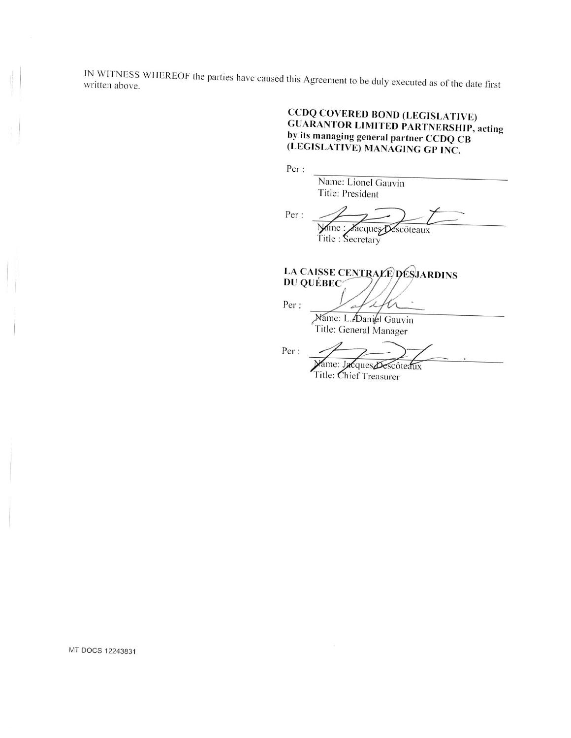IN WITNESS WHEREOF the parties have caused this Agreement to be duly executed as of the date first written above.

**CCDQ COVERED BOND (LEGISLATIVE) GUARANTOR LIMITED PARTNERSHIP, acting by its managing general partner CCDQ CB (LEGISLATIVE) MANAGING GP INC.**

Per : \_\_\_\_\_\_\_\_\_\_\_\_\_\_\_\_\_\_\_\_\_\_\_\_\_\_\_\_\_\_
Name: Lionel Gauvin
Title: President

Per : \_\_\_\_\_\_\_\_\_\_\_\_\_\_\_\_\_\_\_\_\_\_\_\_\_\_\_\_\_\_
Name : Jacques Descôteaux
Title : Secretary

**LA CAISSE CENTRALE DESJARDINS DU QUÉBEC**

Per : \_\_\_\_\_\_\_\_\_\_\_\_\_\_\_\_\_\_\_\_\_\_\_\_\_\_\_\_\_\_
Name: L. Daniel Gauvin
Title: General Manager

Per : \_\_\_\_\_\_\_\_\_\_\_\_\_\_\_\_\_\_\_\_\_\_\_\_\_\_\_\_\_\_
Name: Jacques Descôteaux
Title: Chief Treasurer

MT DOCS 12243831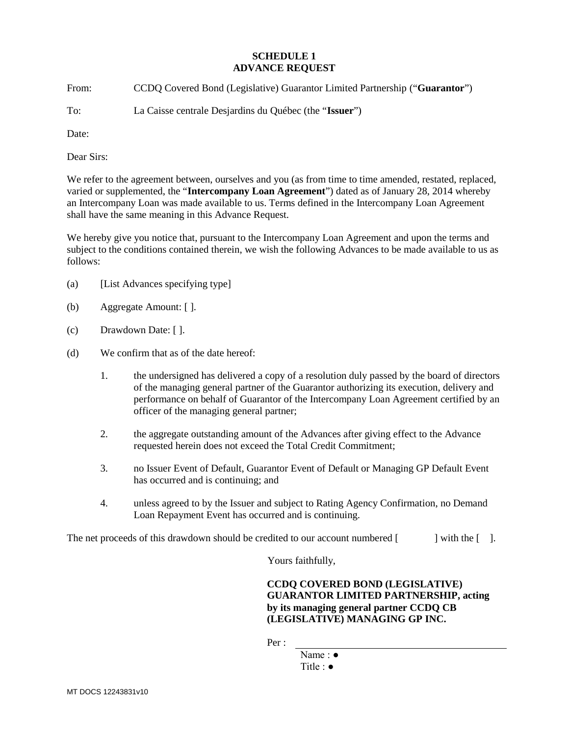# SCHEDULE 1
# ADVANCE REQUEST

From: CCDQ Covered Bond (Legislative) Guarantor Limited Partnership ("**Guarantor**")

To: La Caisse centrale Desjardins du Québec (the "**Issuer**")

Date:

Dear Sirs:

We refer to the agreement between, ourselves and you (as from time to time amended, restated, replaced, varied or supplemented, the "**Intercompany Loan Agreement**") dated as of January 28, 2014 whereby an Intercompany Loan was made available to us. Terms defined in the Intercompany Loan Agreement shall have the same meaning in this Advance Request.

We hereby give you notice that, pursuant to the Intercompany Loan Agreement and upon the terms and subject to the conditions contained therein, we wish the following Advances to be made available to us as follows:

(a) [List Advances specifying type]

(b) Aggregate Amount: [ ].

(c) Drawdown Date: [ ].

(d) We confirm that as of the date hereof:

1. the undersigned has delivered a copy of a resolution duly passed by the board of directors of the managing general partner of the Guarantor authorizing its execution, delivery and performance on behalf of Guarantor of the Intercompany Loan Agreement certified by an officer of the managing general partner;

2. the aggregate outstanding amount of the Advances after giving effect to the Advance requested herein does not exceed the Total Credit Commitment;

3. no Issuer Event of Default, Guarantor Event of Default or Managing GP Default Event has occurred and is continuing; and

4. unless agreed to by the Issuer and subject to Rating Agency Confirmation, no Demand Loan Repayment Event has occurred and is continuing.

The net proceeds of this drawdown should be credited to our account numbered [ ] with the [ ].

Yours faithfully,

**CCDQ COVERED BOND (LEGISLATIVE) GUARANTOR LIMITED PARTNERSHIP, acting by its managing general partner CCDQ CB (LEGISLATIVE) MANAGING GP INC.**

Per : ______________________________

Name : ●
Title : ●

MT DOCS 12243831v10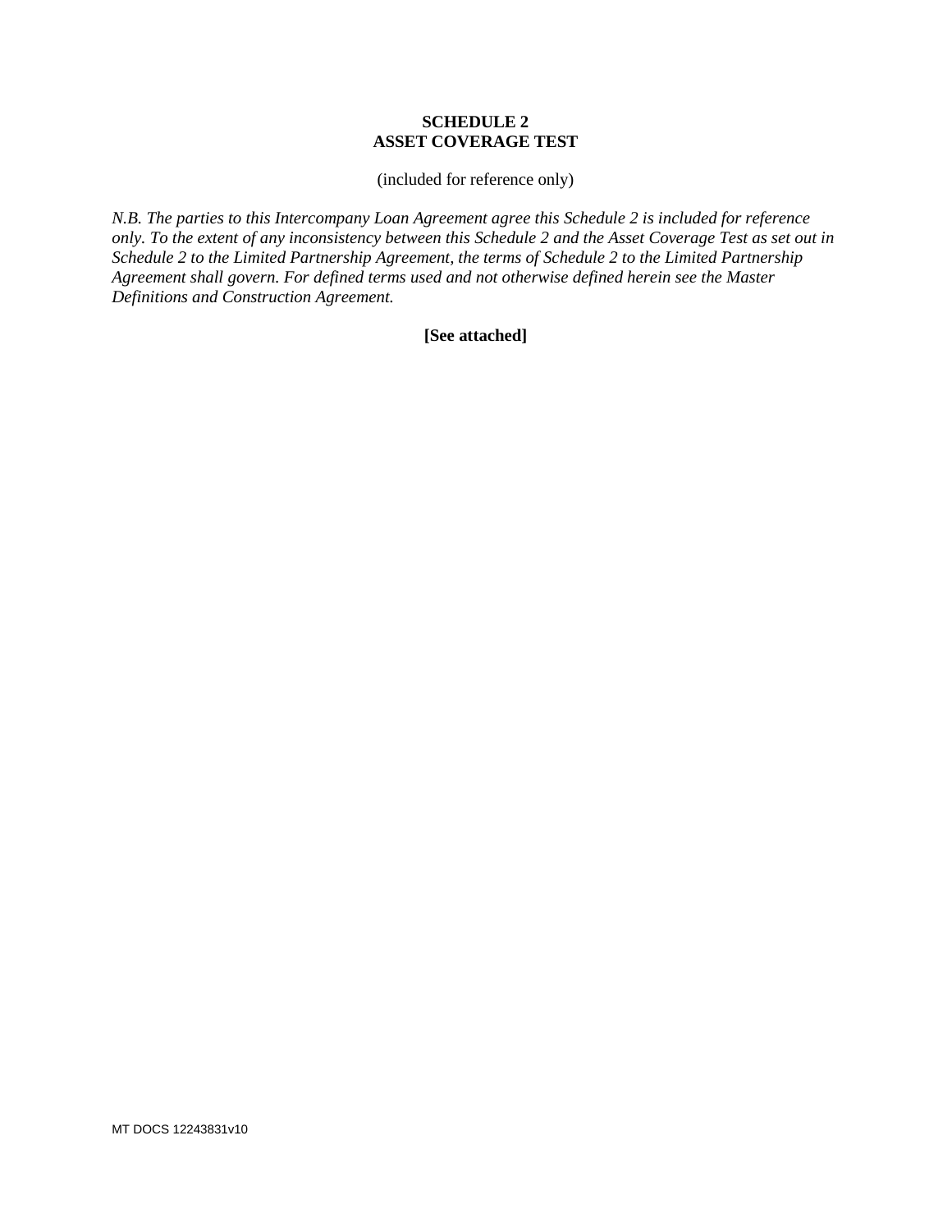# SCHEDULE 2
# ASSET COVERAGE TEST

(included for reference only)

*N.B. The parties to this Intercompany Loan Agreement agree this Schedule 2 is included for reference only. To the extent of any inconsistency between this Schedule 2 and the Asset Coverage Test as set out in Schedule 2 to the Limited Partnership Agreement, the terms of Schedule 2 to the Limited Partnership Agreement shall govern. For defined terms used and not otherwise defined herein see the Master Definitions and Construction Agreement.*

**[See attached]**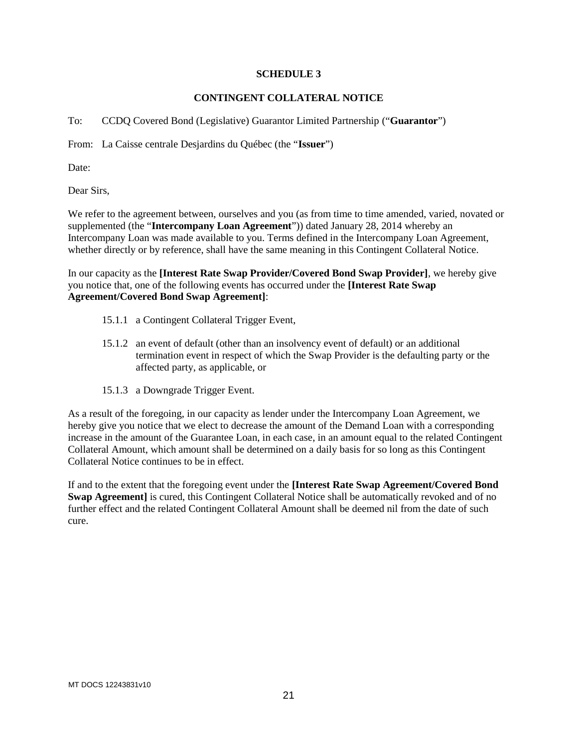**SCHEDULE 3**

**CONTINGENT COLLATERAL NOTICE**

To: CCDQ Covered Bond (Legislative) Guarantor Limited Partnership ("**Guarantor**")

From: La Caisse centrale Desjardins du Québec (the "**Issuer**")

Date:

Dear Sirs,

We refer to the agreement between, ourselves and you (as from time to time amended, varied, novated or supplemented (the "**Intercompany Loan Agreement**")) dated January 28, 2014 whereby an Intercompany Loan was made available to you. Terms defined in the Intercompany Loan Agreement, whether directly or by reference, shall have the same meaning in this Contingent Collateral Notice.

In our capacity as the **[Interest Rate Swap Provider/Covered Bond Swap Provider]**, we hereby give you notice that, one of the following events has occurred under the **[Interest Rate Swap Agreement/Covered Bond Swap Agreement]**:

15.1.1 a Contingent Collateral Trigger Event,

15.1.2 an event of default (other than an insolvency event of default) or an additional termination event in respect of which the Swap Provider is the defaulting party or the affected party, as applicable, or

15.1.3 a Downgrade Trigger Event.

As a result of the foregoing, in our capacity as lender under the Intercompany Loan Agreement, we hereby give you notice that we elect to decrease the amount of the Demand Loan with a corresponding increase in the amount of the Guarantee Loan, in each case, in an amount equal to the related Contingent Collateral Amount, which amount shall be determined on a daily basis for so long as this Contingent Collateral Notice continues to be in effect.

If and to the extent that the foregoing event under the **[Interest Rate Swap Agreement/Covered Bond Swap Agreement]** is cured, this Contingent Collateral Notice shall be automatically revoked and of no further effect and the related Contingent Collateral Amount shall be deemed nil from the date of such cure.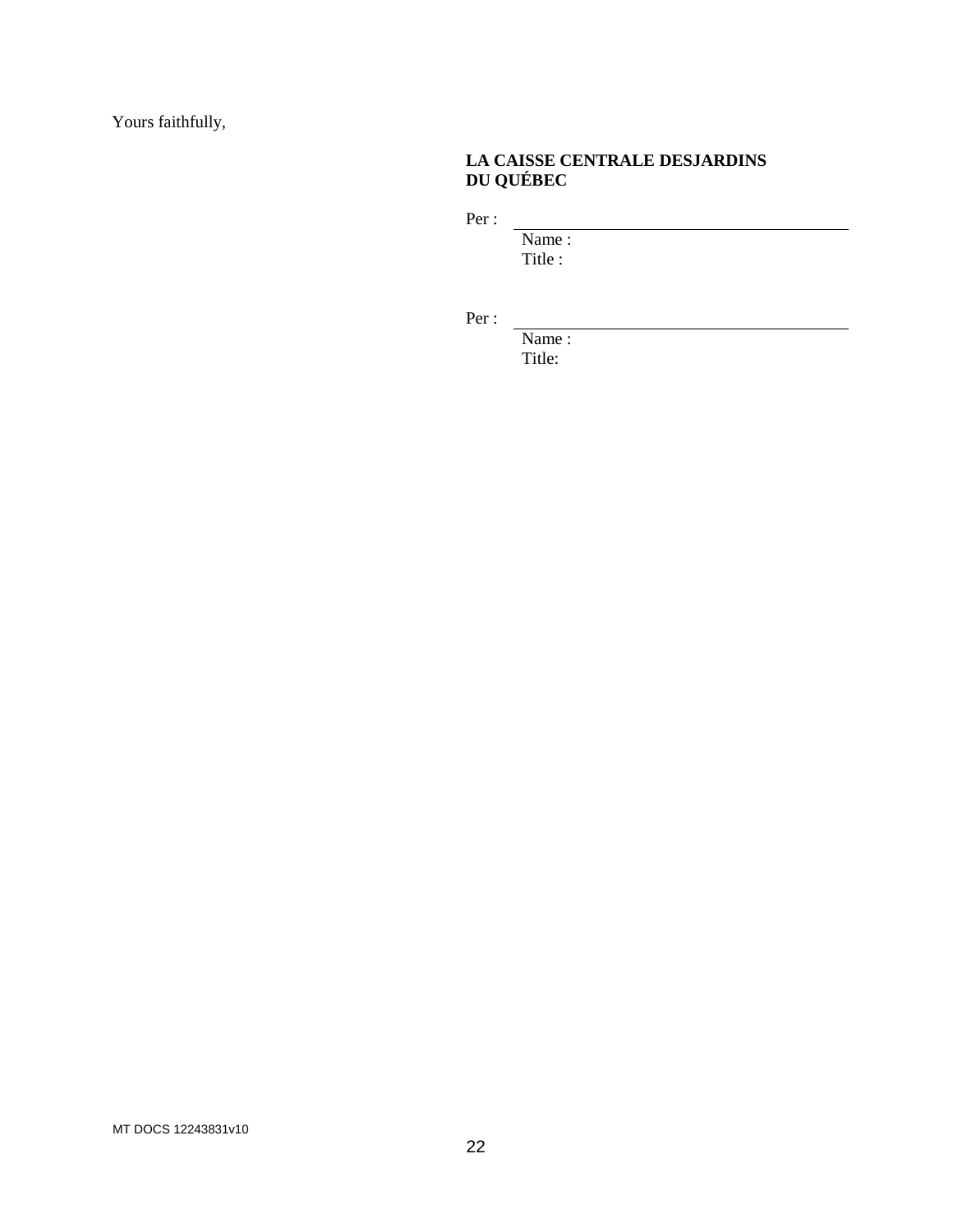Yours faithfully,

**LA CAISSE CENTRALE DESJARDINS DU QUÉBEC**

Per : \_\_\_\_\_\_\_\_\_\_\_\_\_\_\_\_\_\_\_\_\_\_\_\_\_\_\_\_\_\_\_\_

Name :
Title :

Per : \_\_\_\_\_\_\_\_\_\_\_\_\_\_\_\_\_\_\_\_\_\_\_\_\_\_\_\_\_\_\_\_

Name :
Title:

MT DOCS 12243831v10